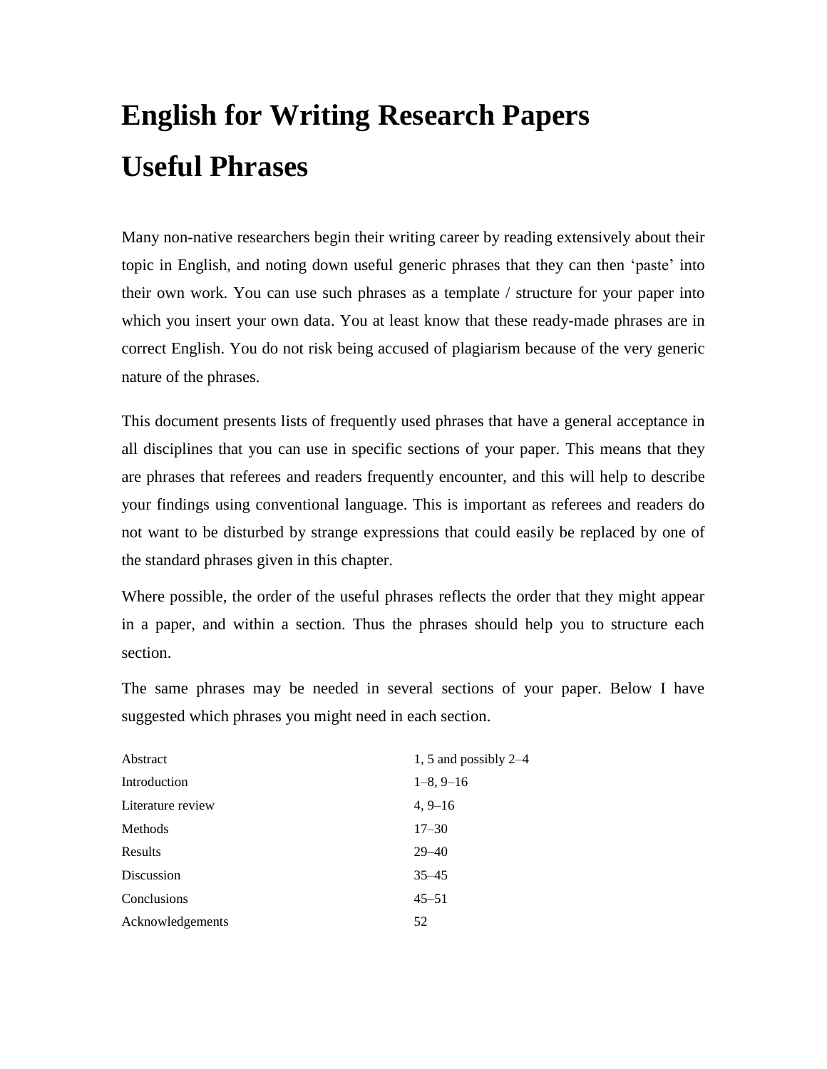# English for Writing Research Papers

# Useful Phrases

Many non-native researchers begin their writing career by reading extensively about their topic in English, and noting down useful generic phrases that they can then 'paste' into their own work. You can use such phrases as a template / structure for your paper into which you insert your own data. You at least know that these ready-made phrases are in correct English. You do not risk being accused of plagiarism because of the very generic nature of the phrases.

This document presents lists of frequently used phrases that have a general acceptance in all disciplines that you can use in specific sections of your paper. This means that they are phrases that referees and readers frequently encounter, and this will help to describe your findings using conventional language. This is important as referees and readers do not want to be disturbed by strange expressions that could easily be replaced by one of the standard phrases given in this chapter.

Where possible, the order of the useful phrases reflects the order that they might appear in a paper, and within a section. Thus the phrases should help you to structure each section.

The same phrases may be needed in several sections of your paper. Below I have suggested which phrases you might need in each section.

| | |
|---|---|
| Abstract | 1, 5 and possibly 2–4 |
| Introduction | 1–8, 9–16 |
| Literature review | 4, 9–16 |
| Methods | 17–30 |
| Results | 29–40 |
| Discussion | 35–45 |
| Conclusions | 45–51 |
| Acknowledgements | 52 |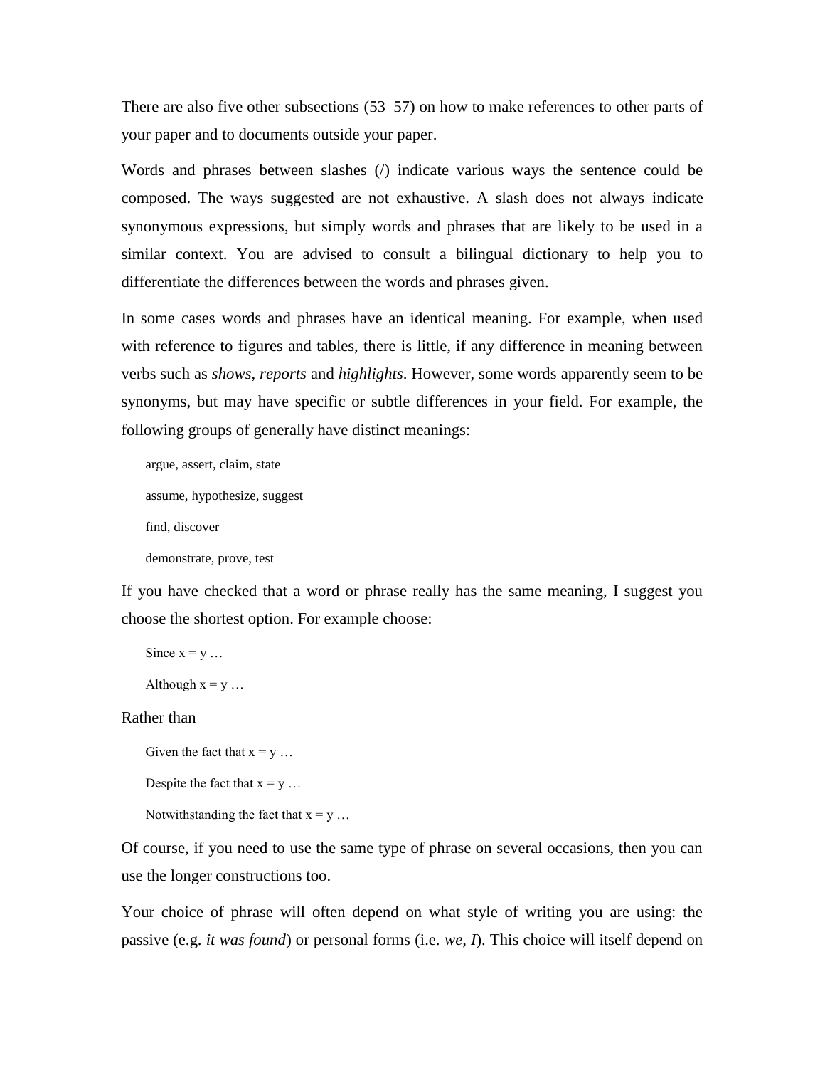There are also five other subsections (53–57) on how to make references to other parts of your paper and to documents outside your paper.

Words and phrases between slashes (/) indicate various ways the sentence could be composed. The ways suggested are not exhaustive. A slash does not always indicate synonymous expressions, but simply words and phrases that are likely to be used in a similar context. You are advised to consult a bilingual dictionary to help you to differentiate the differences between the words and phrases given.

In some cases words and phrases have an identical meaning. For example, when used with reference to figures and tables, there is little, if any difference in meaning between verbs such as *shows, reports* and *highlights*. However, some words apparently seem to be synonyms, but may have specific or subtle differences in your field. For example, the following groups of generally have distinct meanings:

> argue, assert, claim, state
>
> assume, hypothesize, suggest
>
> find, discover
>
> demonstrate, prove, test

If you have checked that a word or phrase really has the same meaning, I suggest you choose the shortest option. For example choose:

> Since x = y …
>
> Although x = y …

Rather than

> Given the fact that x = y …
>
> Despite the fact that x = y …
>
> Notwithstanding the fact that x = y …

Of course, if you need to use the same type of phrase on several occasions, then you can use the longer constructions too.

Your choice of phrase will often depend on what style of writing you are using: the passive (e.g. *it was found*) or personal forms (i.e. *we, I*). This choice will itself depend on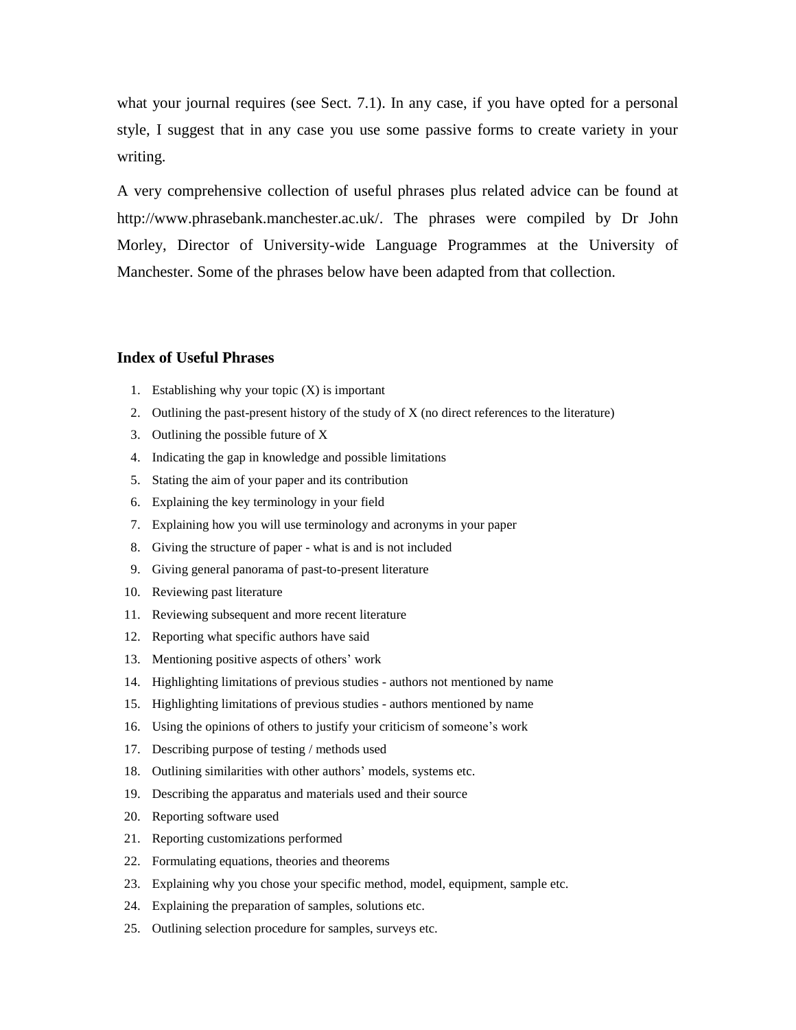what your journal requires (see Sect. 7.1). In any case, if you have opted for a personal style, I suggest that in any case you use some passive forms to create variety in your writing.

A very comprehensive collection of useful phrases plus related advice can be found at http://www.phrasebank.manchester.ac.uk/. The phrases were compiled by Dr John Morley, Director of University-wide Language Programmes at the University of Manchester. Some of the phrases below have been adapted from that collection.

### Index of Useful Phrases

1. Establishing why your topic (X) is important
2. Outlining the past-present history of the study of X (no direct references to the literature)
3. Outlining the possible future of X
4. Indicating the gap in knowledge and possible limitations
5. Stating the aim of your paper and its contribution
6. Explaining the key terminology in your field
7. Explaining how you will use terminology and acronyms in your paper
8. Giving the structure of paper - what is and is not included
9. Giving general panorama of past-to-present literature
10. Reviewing past literature
11. Reviewing subsequent and more recent literature
12. Reporting what specific authors have said
13. Mentioning positive aspects of others' work
14. Highlighting limitations of previous studies - authors not mentioned by name
15. Highlighting limitations of previous studies - authors mentioned by name
16. Using the opinions of others to justify your criticism of someone's work
17. Describing purpose of testing / methods used
18. Outlining similarities with other authors' models, systems etc.
19. Describing the apparatus and materials used and their source
20. Reporting software used
21. Reporting customizations performed
22. Formulating equations, theories and theorems
23. Explaining why you chose your specific method, model, equipment, sample etc.
24. Explaining the preparation of samples, solutions etc.
25. Outlining selection procedure for samples, surveys etc.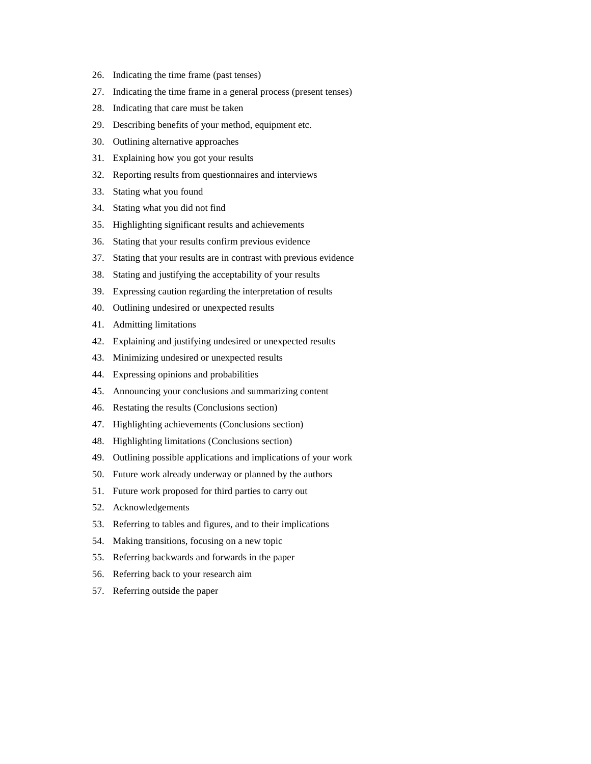26. Indicating the time frame (past tenses)
27. Indicating the time frame in a general process (present tenses)
28. Indicating that care must be taken
29. Describing benefits of your method, equipment etc.
30. Outlining alternative approaches
31. Explaining how you got your results
32. Reporting results from questionnaires and interviews
33. Stating what you found
34. Stating what you did not find
35. Highlighting significant results and achievements
36. Stating that your results confirm previous evidence
37. Stating that your results are in contrast with previous evidence
38. Stating and justifying the acceptability of your results
39. Expressing caution regarding the interpretation of results
40. Outlining undesired or unexpected results
41. Admitting limitations
42. Explaining and justifying undesired or unexpected results
43. Minimizing undesired or unexpected results
44. Expressing opinions and probabilities
45. Announcing your conclusions and summarizing content
46. Restating the results (Conclusions section)
47. Highlighting achievements (Conclusions section)
48. Highlighting limitations (Conclusions section)
49. Outlining possible applications and implications of your work
50. Future work already underway or planned by the authors
51. Future work proposed for third parties to carry out
52. Acknowledgements
53. Referring to tables and figures, and to their implications
54. Making transitions, focusing on a new topic
55. Referring backwards and forwards in the paper
56. Referring back to your research aim
57. Referring outside the paper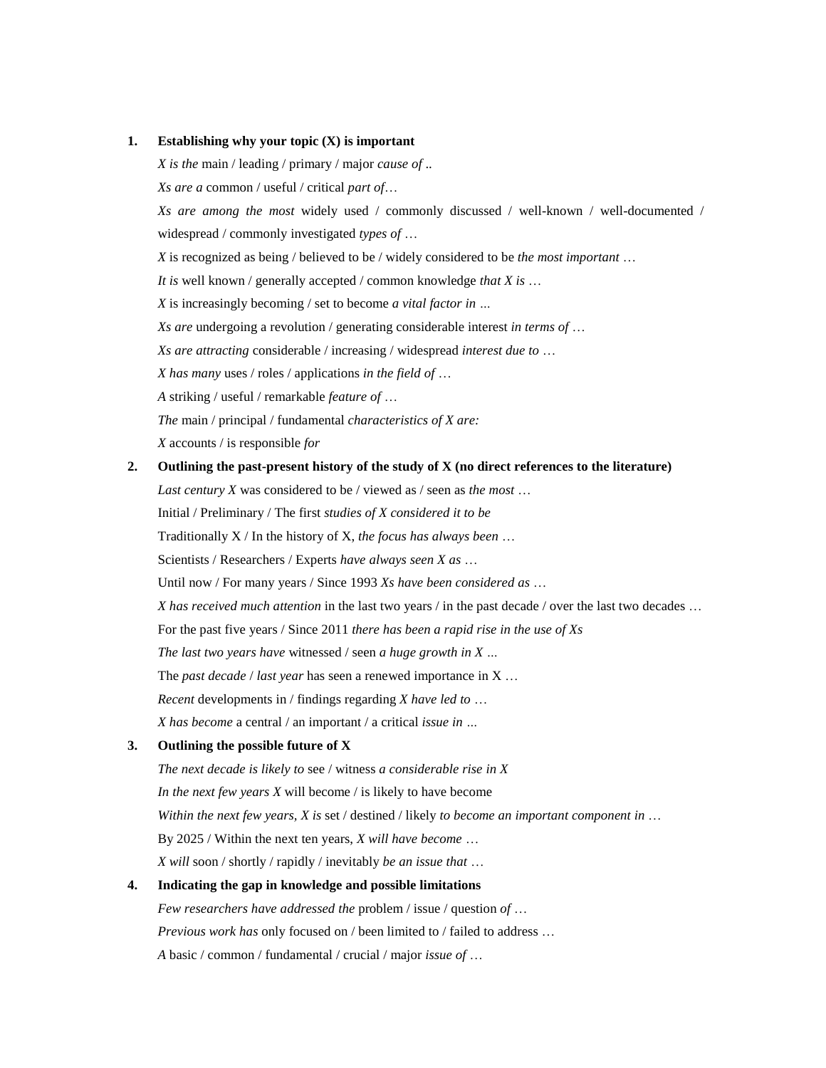1. **Establishing why your topic (X) is important**

   *X is the* main / leading / primary / major *cause of* ..

   *Xs are a* common / useful / critical *part of*…

   *Xs are among the most* widely used / commonly discussed / well-known / well-documented / widespread / commonly investigated *types of* …

   *X* is recognized as being / believed to be / widely considered to be *the most important* …

   *It is* well known / generally accepted / common knowledge *that X is* …

   *X* is increasingly becoming / set to become *a vital factor in* ...

   *Xs are* undergoing a revolution / generating considerable interest *in terms of* …

   *Xs are attracting* considerable / increasing / widespread *interest due to* …

   *X has many* uses / roles / applications *in the field of* …

   *A* striking / useful / remarkable *feature of* …

   *The* main / principal / fundamental *characteristics of X are:*

   *X* accounts / is responsible *for*

2. **Outlining the past-present history of the study of X (no direct references to the literature)**

   *Last century X* was considered to be / viewed as / seen as *the most* …

   Initial / Preliminary / The first *studies of X considered it to be*

   Traditionally X / In the history of X, *the focus has always been* …

   Scientists / Researchers / Experts *have always seen X as* …

   Until now / For many years / Since 1993 *Xs have been considered as* …

   *X has received much attention* in the last two years / in the past decade / over the last two decades …

   For the past five years / Since 2011 *there has been a rapid rise in the use of Xs*

   *The last two years have* witnessed / seen *a huge growth in X* ...

   The *past decade* / *last year* has seen a renewed importance in X …

   *Recent* developments in / findings regarding *X have led to* …

   *X has become* a central / an important / a critical *issue in* ...

3. **Outlining the possible future of X**

   *The next decade is likely to* see / witness *a considerable rise in X*

   *In the next few years X* will become / is likely to have become

   *Within the next few years, X is* set / destined / likely *to become an important component in* …

   By 2025 / Within the next ten years, *X will have become* …

   *X will* soon / shortly / rapidly / inevitably *be an issue that* …

4. **Indicating the gap in knowledge and possible limitations**

   *Few researchers have addressed the* problem / issue / question *of* …

   *Previous work has* only focused on / been limited to / failed to address …

   *A* basic / common / fundamental / crucial / major *issue of* …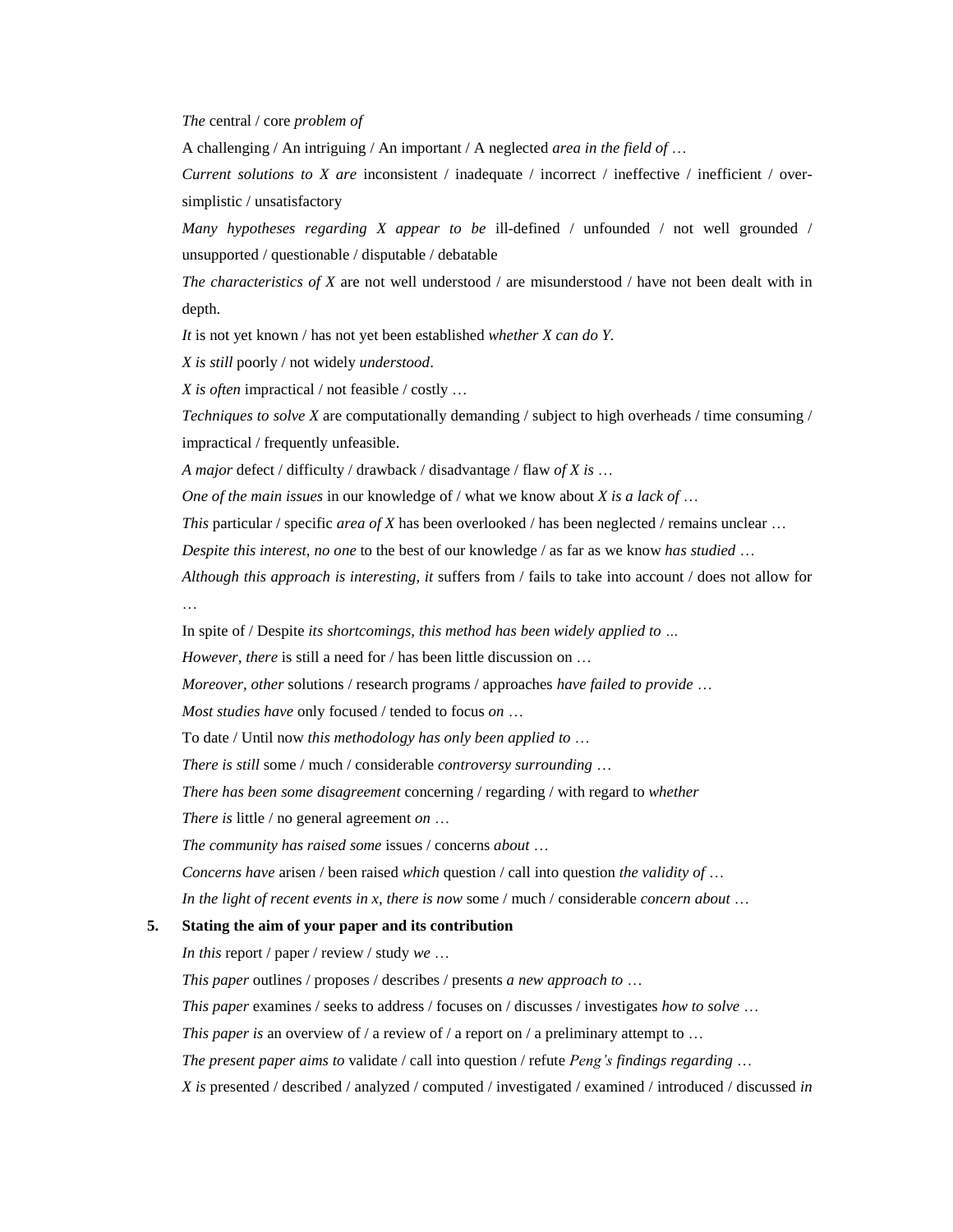*The* central / core *problem of*

A challenging / An intriguing / An important / A neglected *area in the field of …*

*Current solutions to X are* inconsistent / inadequate / incorrect / ineffective / inefficient / over-simplistic / unsatisfactory

*Many hypotheses regarding X appear to be* ill-defined / unfounded / not well grounded / unsupported / questionable / disputable / debatable

*The characteristics of X* are not well understood / are misunderstood / have not been dealt with in depth.

*It* is not yet known / has not yet been established *whether X can do Y.*

*X is still* poorly / not widely *understood*.

*X is often* impractical / not feasible / costly …

*Techniques to solve X* are computationally demanding / subject to high overheads / time consuming / impractical / frequently unfeasible.

*A major* defect / difficulty / drawback / disadvantage / flaw *of X is …*

*One of the main issues* in our knowledge of / what we know about *X is a lack of …*

*This* particular / specific *area of X* has been overlooked / has been neglected / remains unclear …

*Despite this interest, no one* to the best of our knowledge / as far as we know *has studied …*

*Although this approach is interesting, it* suffers from / fails to take into account / does not allow for …

In spite of / Despite *its shortcomings, this method has been widely applied to ...*

*However, there* is still a need for / has been little discussion on …

*Moreover, other* solutions / research programs / approaches *have failed to provide …*

*Most studies have* only focused / tended to focus *on …*

To date / Until now *this methodology has only been applied to …*

*There is still* some / much / considerable *controversy surrounding …*

*There has been some disagreement* concerning / regarding / with regard to *whether*

*There is* little / no general agreement *on …*

*The community has raised some* issues / concerns *about …*

*Concerns have* arisen / been raised *which* question / call into question *the validity of …*

*In the light of recent events in x, there is now* some / much / considerable *concern about …*

**5. Stating the aim of your paper and its contribution**

*In this* report / paper / review / study *we …*

*This paper* outlines / proposes / describes / presents *a new approach to …*

*This paper* examines / seeks to address / focuses on / discusses / investigates *how to solve …*

*This paper is* an overview of / a review of / a report on / a preliminary attempt to …

*The present paper aims to* validate / call into question / refute *Peng's findings regarding …*

*X is* presented / described / analyzed / computed / investigated / examined / introduced / discussed *in*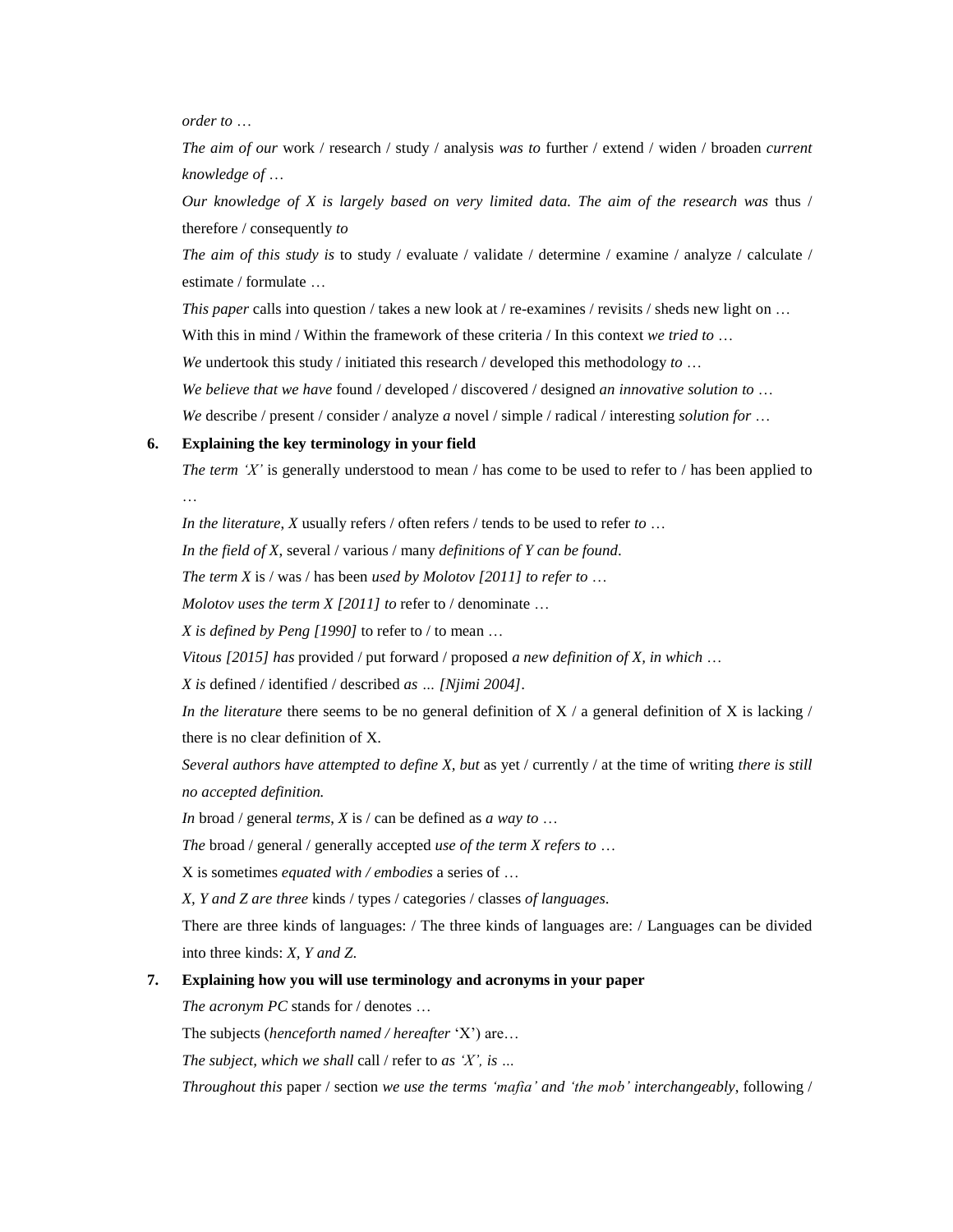*order to …*

*The aim of our* work / research / study / analysis *was to* further / extend / widen / broaden *current knowledge of …*

*Our knowledge of X is largely based on very limited data. The aim of the research was* thus / therefore / consequently *to*

*The aim of this study is* to study / evaluate / validate / determine / examine / analyze / calculate / estimate / formulate …

*This paper* calls into question / takes a new look at / re-examines / revisits / sheds new light on …

With this in mind / Within the framework of these criteria / In this context *we tried to …*

*We* undertook this study / initiated this research / developed this methodology *to …*

*We believe that we have* found / developed / discovered / designed *an innovative solution to …*

*We* describe / present / consider / analyze *a* novel / simple / radical / interesting *solution for …*

**6. Explaining the key terminology in your field**

*The term 'X'* is generally understood to mean / has come to be used to refer to / has been applied to …

*In the literature, X* usually refers / often refers / tends to be used to refer *to …*

*In the field of X*, several / various / many *definitions of Y can be found*.

*The term X* is / was / has been *used by Molotov [2011] to refer to …*

*Molotov uses the term X [2011] to* refer to / denominate …

*X is defined by Peng [1990]* to refer to / to mean …

*Vitous [2015] has* provided / put forward / proposed *a new definition of X, in which …*

*X is* defined / identified / described *as … [Njimi 2004]*.

*In the literature* there seems to be no general definition of X / a general definition of X is lacking / there is no clear definition of X.

*Several authors have attempted to define X, but* as yet / currently / at the time of writing *there is still no accepted definition.*

*In* broad / general *terms, X* is / can be defined as *a way to …*

*The* broad / general / generally accepted *use of the term X refers to …*

X is sometimes *equated with / embodies* a series of …

*X, Y and Z are three* kinds / types / categories / classes *of languages*.

There are three kinds of languages: / The three kinds of languages are: / Languages can be divided into three kinds: *X, Y and Z.*

**7. Explaining how you will use terminology and acronyms in your paper**

*The acronym PC* stands for / denotes …

The subjects (*henceforth named / hereafter* 'X') are…

*The subject, which we shall* call / refer to *as 'X', is ...*

*Throughout this* paper / section *we use the terms 'mafia' and 'the mob' interchangeably*, following /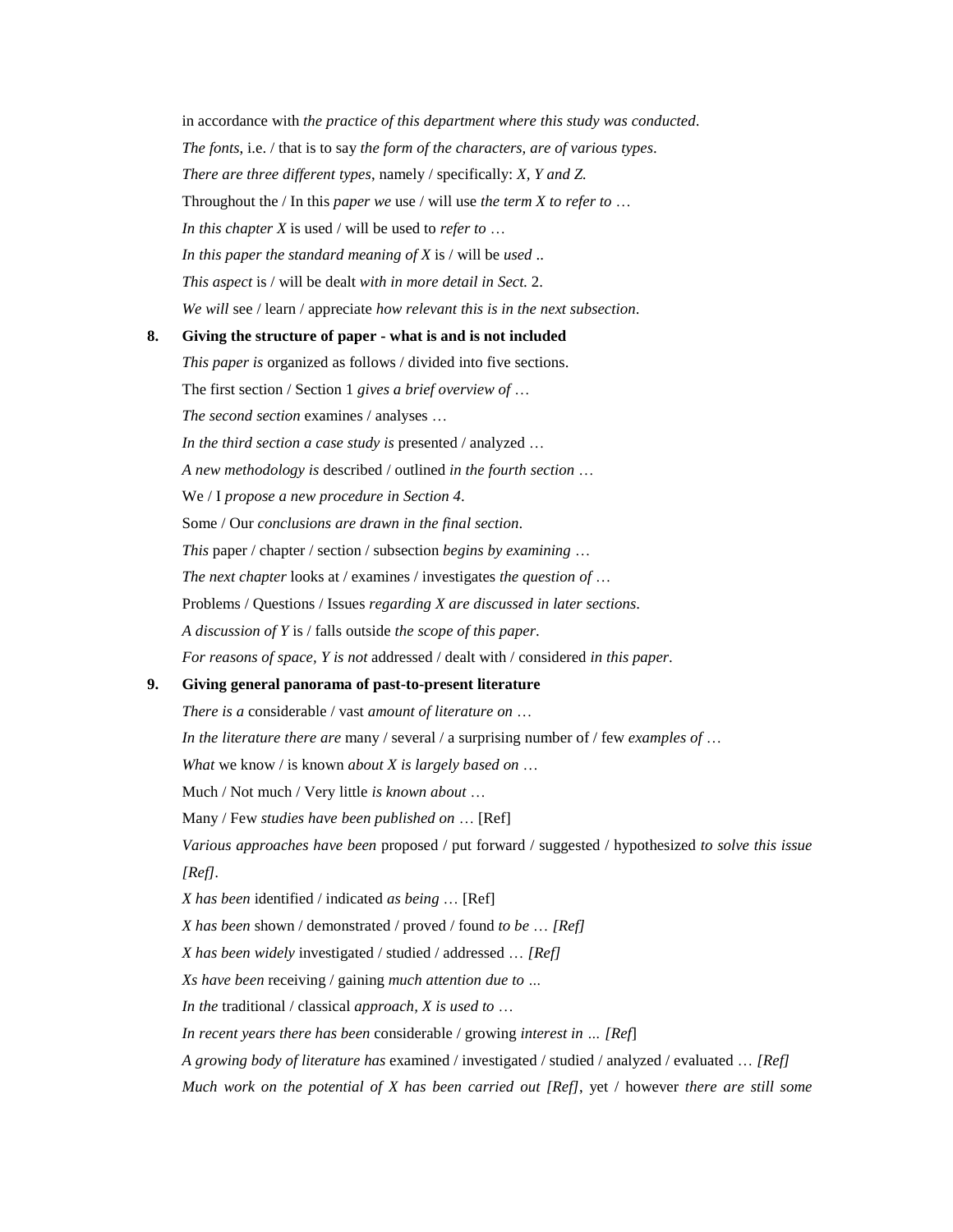in accordance with *the practice of this department where this study was conducted*.

*The fonts*, i.e. / that is to say *the form of the characters, are of various types*.

*There are three different types*, namely / specifically: *X, Y and Z.*

Throughout the / In this *paper we* use / will use *the term X to refer to …*

*In this chapter X* is used / will be used to *refer to …*

*In this paper the standard meaning of X* is / will be *used* ..

*This aspect* is / will be dealt *with in more detail in Sect.* 2.

*We will* see / learn / appreciate *how relevant this is in the next subsection*.

**8. Giving the structure of paper - what is and is not included**

*This paper is* organized as follows / divided into five sections.

The first section / Section 1 *gives a brief overview of …*

*The second section* examines / analyses …

*In the third section a case study is* presented / analyzed …

*A new methodology is* described / outlined *in the fourth section …*

We / I *propose a new procedure in Section 4*.

Some / Our *conclusions are drawn in the final section*.

*This* paper / chapter / section / subsection *begins by examining …*

*The next chapter* looks at / examines / investigates *the question of …*

Problems / Questions / Issues *regarding X are discussed in later sections*.

*A discussion of Y* is / falls outside *the scope of this paper*.

*For reasons of space, Y is not* addressed / dealt with / considered *in this paper*.

**9. Giving general panorama of past-to-present literature**

*There is a* considerable / vast *amount of literature on …*

*In the literature there are* many / several / a surprising number of / few *examples of …*

*What* we know / is known *about X is largely based on …*

Much / Not much / Very little *is known about …*

Many / Few *studies have been published on …* [Ref]

*Various approaches have been* proposed / put forward / suggested / hypothesized *to solve this issue [Ref]*.

*X has been* identified / indicated *as being …* [Ref]

*X has been* shown / demonstrated / proved / found *to be … [Ref]*

*X has been widely* investigated / studied / addressed *… [Ref]*

*Xs have been* receiving / gaining *much attention due to ...*

*In the* traditional / classical *approach, X is used to …*

*In recent years there has been* considerable / growing *interest in … [Ref*]

*A growing body of literature has* examined / investigated / studied / analyzed / evaluated *… [Ref]*

*Much work on the potential of X has been carried out [Ref]*, yet / however *there are still some*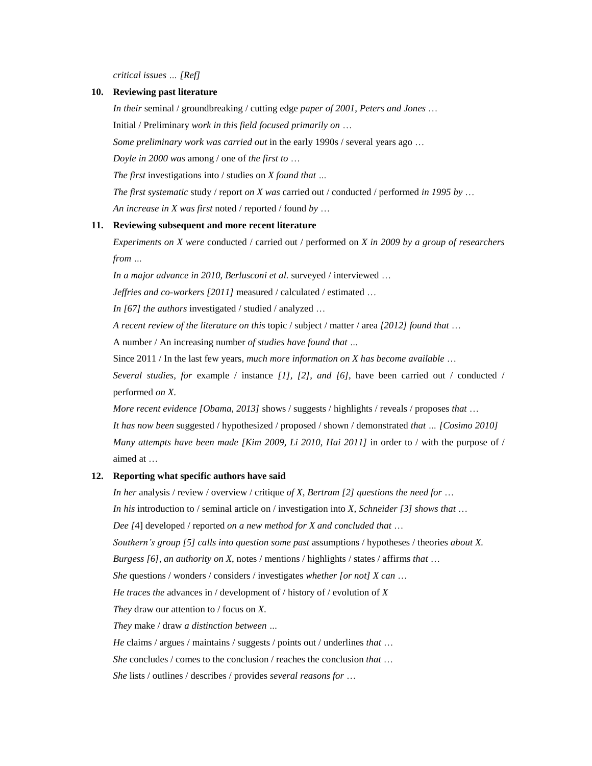*critical issues … [Ref]*

**10. Reviewing past literature**

*In their* seminal / groundbreaking / cutting edge *paper of 2001, Peters and Jones …*

Initial / Preliminary *work in this field focused primarily on …*

*Some preliminary work was carried out* in the early 1990s / several years ago …

*Doyle in 2000 was* among / one of *the first to …*

*The first* investigations into / studies on *X found that …*

*The first systematic* study / report *on X was* carried out / conducted / performed *in 1995 by …*

*An increase in X was first* noted / reported / found *by …*

**11. Reviewing subsequent and more recent literature**

*Experiments on X were* conducted / carried out / performed on *X in 2009 by a group of researchers from …*

*In a major advance in 2010, Berlusconi et al.* surveyed / interviewed …

*Jeffries and co-workers [2011]* measured / calculated / estimated …

*In [67] the authors* investigated / studied / analyzed …

*A recent review of the literature on this* topic / subject / matter / area *[2012] found that …*

A number / An increasing number *of studies have found that …*

Since 2011 / In the last few years, *much more information on X has become available …*

*Several studies, for* example / instance *[1], [2], and [6]*, have been carried out / conducted / performed *on X*.

*More recent evidence [Obama, 2013]* shows / suggests / highlights / reveals / proposes *that …*

*It has now been* suggested / hypothesized / proposed / shown / demonstrated *that … [Cosimo 2010]*

*Many attempts have been made [Kim 2009, Li 2010, Hai 2011]* in order to / with the purpose of / aimed at …

**12. Reporting what specific authors have said**

*In her* analysis / review / overview / critique *of X, Bertram [2] questions the need for …*

*In his* introduction to / seminal article on / investigation into *X, Schneider [3] shows that …*

*Dee [*4] developed / reported *on a new method for X and concluded that …*

*Southern's group [5] calls into question some past* assumptions / hypotheses / theories *about X.*

*Burgess [6], an authority on X*, notes / mentions / highlights / states / affirms *that …*

*She* questions / wonders / considers / investigates *whether [or not] X can …*

*He traces the* advances in / development of / history of / evolution of *X*

*They* draw our attention to / focus on *X*.

*They* make / draw *a distinction between …*

*He* claims / argues / maintains / suggests / points out / underlines *that …*

*She* concludes / comes to the conclusion / reaches the conclusion *that …*

*She* lists / outlines / describes / provides *several reasons for …*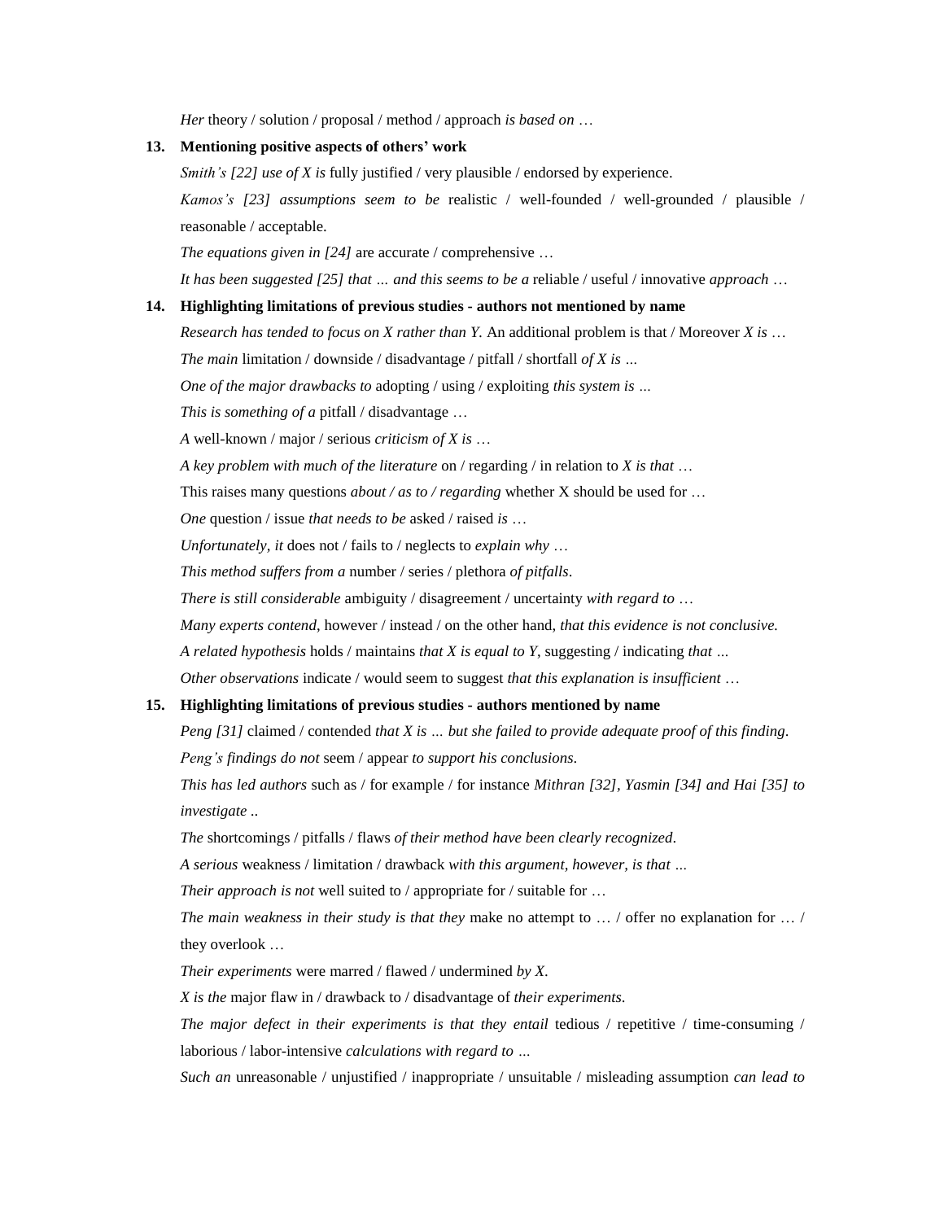*Her* theory / solution / proposal / method / approach *is based on …*

**13. Mentioning positive aspects of others' work**

*Smith's [22] use of X is* fully justified / very plausible / endorsed by experience.

*Kamos's [23] assumptions seem to be* realistic / well-founded / well-grounded / plausible / reasonable / acceptable.

*The equations given in [24]* are accurate / comprehensive …

*It has been suggested [25] that … and this seems to be a* reliable / useful / innovative *approach …*

**14. Highlighting limitations of previous studies - authors not mentioned by name**

*Research has tended to focus on X rather than Y.* An additional problem is that / Moreover *X is …*

*The main* limitation / downside / disadvantage / pitfall / shortfall *of X is …*

*One of the major drawbacks to* adopting / using / exploiting *this system is …*

*This is something of a* pitfall / disadvantage …

*A* well-known / major / serious *criticism of X is …*

*A key problem with much of the literature* on / regarding / in relation to *X is that …*

This raises many questions *about / as to / regarding* whether X should be used for …

*One* question / issue *that needs to be* asked / raised *is …*

*Unfortunately, it* does not / fails to / neglects to *explain why …*

*This method suffers from a* number / series / plethora *of pitfalls*.

*There is still considerable* ambiguity / disagreement / uncertainty *with regard to …*

*Many experts contend*, however / instead / on the other hand, *that this evidence is not conclusive.*

*A related hypothesis* holds / maintains *that X is equal to Y*, suggesting / indicating *that …*

*Other observations* indicate / would seem to suggest *that this explanation is insufficient …*

**15. Highlighting limitations of previous studies - authors mentioned by name**

*Peng [31]* claimed / contended *that X is … but she failed to provide adequate proof of this finding*.

*Peng's findings do not* seem / appear *to support his conclusions.*

*This has led authors* such as / for example / for instance *Mithran [32], Yasmin [34] and Hai [35] to investigate ..*

*The* shortcomings / pitfalls / flaws *of their method have been clearly recognized*.

*A serious* weakness / limitation / drawback *with this argument, however, is that …*

*Their approach is not* well suited to / appropriate for / suitable for …

*The main weakness in their study is that they* make no attempt to … / offer no explanation for … / they overlook …

*Their experiments* were marred / flawed / undermined *by X*.

*X is the* major flaw in / drawback to / disadvantage of *their experiments.*

*The major defect in their experiments is that they entail* tedious / repetitive / time-consuming / laborious / labor-intensive *calculations with regard to …*

*Such an* unreasonable / unjustified / inappropriate / unsuitable / misleading assumption *can lead to*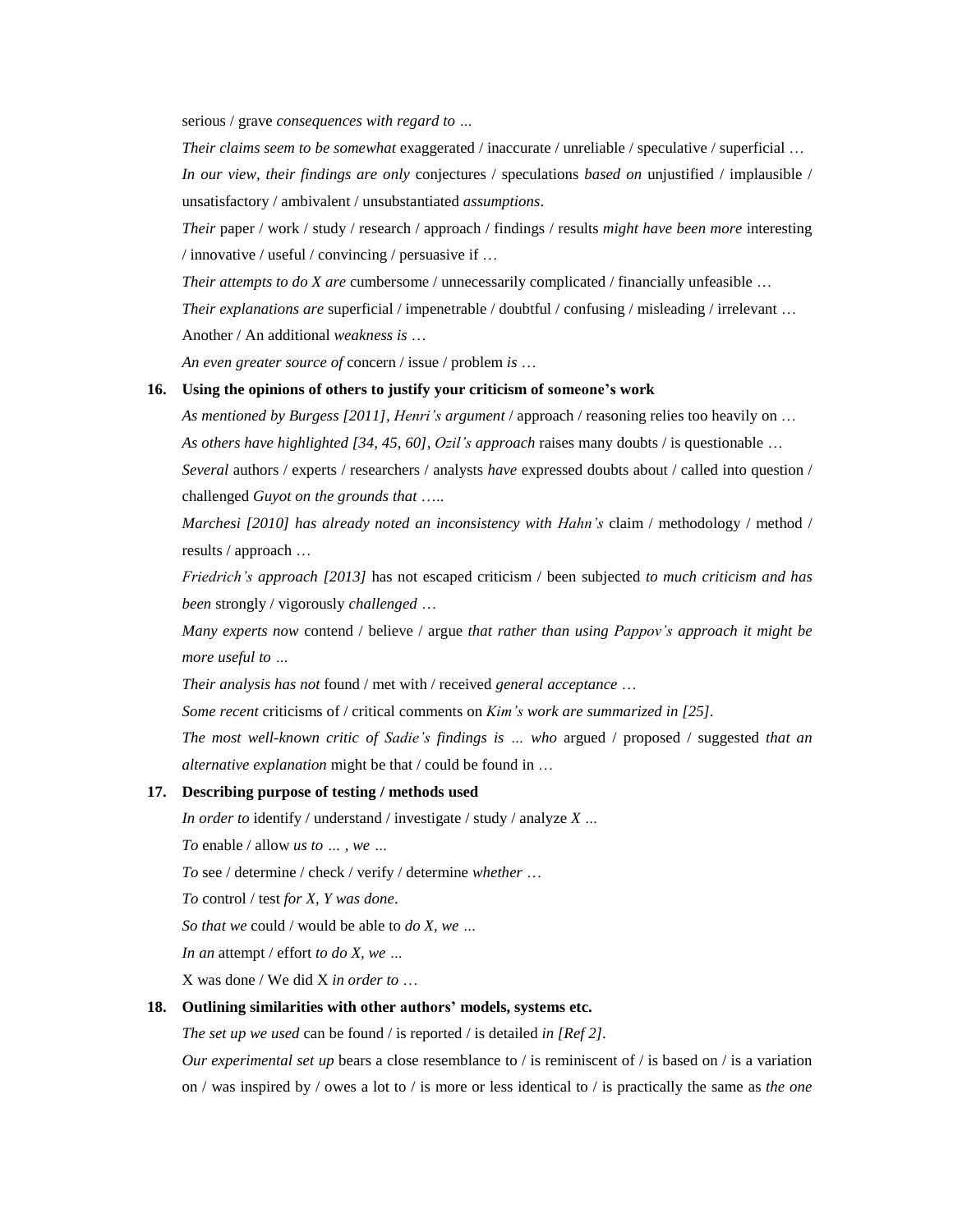serious / grave *consequences with regard to …*

*Their claims seem to be somewhat* exaggerated / inaccurate / unreliable / speculative / superficial …

*In our view, their findings are only* conjectures / speculations *based on* unjustified / implausible / unsatisfactory / ambivalent / unsubstantiated *assumptions*.

*Their* paper / work / study / research / approach / findings / results *might have been more* interesting / innovative / useful / convincing / persuasive if …

*Their attempts to do X are* cumbersome / unnecessarily complicated / financially unfeasible …

*Their explanations are* superficial / impenetrable / doubtful / confusing / misleading / irrelevant …

Another / An additional *weakness is* …

*An even greater source of* concern / issue / problem *is* …

**16. Using the opinions of others to justify your criticism of someone's work**

*As mentioned by Burgess [2011], Henri's argument* / approach / reasoning relies too heavily on …

*As others have highlighted [34, 45, 60], Ozil's approach* raises many doubts / is questionable …

*Several* authors / experts / researchers / analysts *have* expressed doubts about / called into question / challenged *Guyot on the grounds that* …..

*Marchesi [2010] has already noted an inconsistency with Hahn's* claim / methodology / method / results / approach …

*Friedrich's approach [2013]* has not escaped criticism / been subjected *to much criticism and has been* strongly / vigorously *challenged* …

*Many experts now* contend / believe / argue *that rather than using Pappov's approach it might be more useful to …*

*Their analysis has not* found / met with / received *general acceptance* …

*Some recent* criticisms of / critical comments on *Kim's work are summarized in [25]*.

*The most well-known critic of Sadie's findings is … who* argued / proposed / suggested *that an alternative explanation* might be that / could be found in …

**17. Describing purpose of testing / methods used**

*In order to* identify / understand / investigate / study / analyze *X …*

*To* enable / allow *us to … , we …*

*To* see / determine / check / verify / determine *whether* …

*To* control / test *for X, Y was done*.

*So that we* could / would be able to *do X, we …*

*In an* attempt / effort *to do X, we …*

X was done / We did X *in order to* …

**18. Outlining similarities with other authors' models, systems etc.**

*The set up we used* can be found / is reported / is detailed *in [Ref 2]*.

*Our experimental set up* bears a close resemblance to / is reminiscent of / is based on / is a variation on / was inspired by / owes a lot to / is more or less identical to / is practically the same as *the one*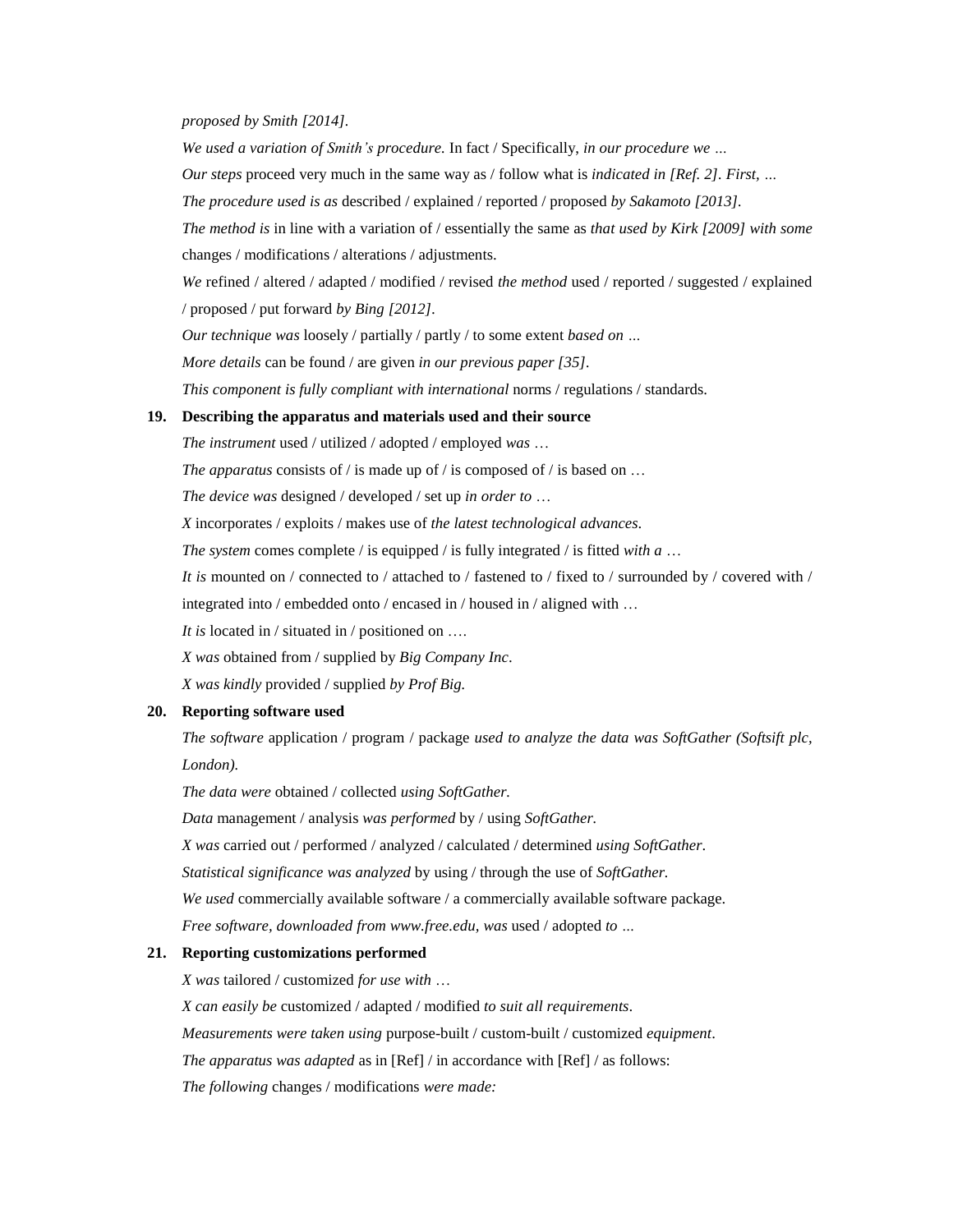*proposed by Smith [2014].*

*We used a variation of Smith's procedure.* In fact / Specifically, *in our procedure we …*

*Our steps* proceed very much in the same way as / follow what is *indicated in [Ref. 2]. First, …*

*The procedure used is as* described / explained / reported / proposed *by Sakamoto [2013].*

*The method is* in line with a variation of / essentially the same as *that used by Kirk [2009] with some* changes / modifications / alterations / adjustments.

*We* refined / altered / adapted / modified / revised *the method* used / reported / suggested / explained / proposed / put forward *by Bing [2012].*

*Our technique was* loosely / partially / partly / to some extent *based on …*

*More details* can be found / are given *in our previous paper [35].*

*This component is fully compliant with international* norms / regulations / standards.

**19. Describing the apparatus and materials used and their source**

*The instrument* used / utilized / adopted / employed *was …*

*The apparatus* consists of / is made up of / is composed of / is based on …

*The device was* designed / developed / set up *in order to …*

*X* incorporates / exploits / makes use of *the latest technological advances.*

*The system* comes complete / is equipped / is fully integrated / is fitted *with a …*

*It is* mounted on / connected to / attached to / fastened to / fixed to / surrounded by / covered with / integrated into / embedded onto / encased in / housed in / aligned with …

*It is* located in / situated in / positioned on ….

*X was* obtained from / supplied by *Big Company Inc.*

*X was kindly* provided / supplied *by Prof Big.*

**20. Reporting software used**

*The software* application / program / package *used to analyze the data was SoftGather (Softsift plc, London).*

*The data were* obtained / collected *using SoftGather.*

*Data* management / analysis *was performed* by / using *SoftGather.*

*X was* carried out / performed / analyzed / calculated / determined *using SoftGather.*

*Statistical significance was analyzed* by using / through the use of *SoftGather.*

*We used* commercially available software / a commercially available software package.

*Free software, downloaded from www.free.edu, was* used / adopted *to …*

**21. Reporting customizations performed**

*X was* tailored / customized *for use with …*

*X can easily be* customized / adapted / modified *to suit all requirements.*

*Measurements were taken using* purpose-built / custom-built / customized *equipment.*

*The apparatus was adapted* as in [Ref] / in accordance with [Ref] / as follows:

*The following* changes / modifications *were made:*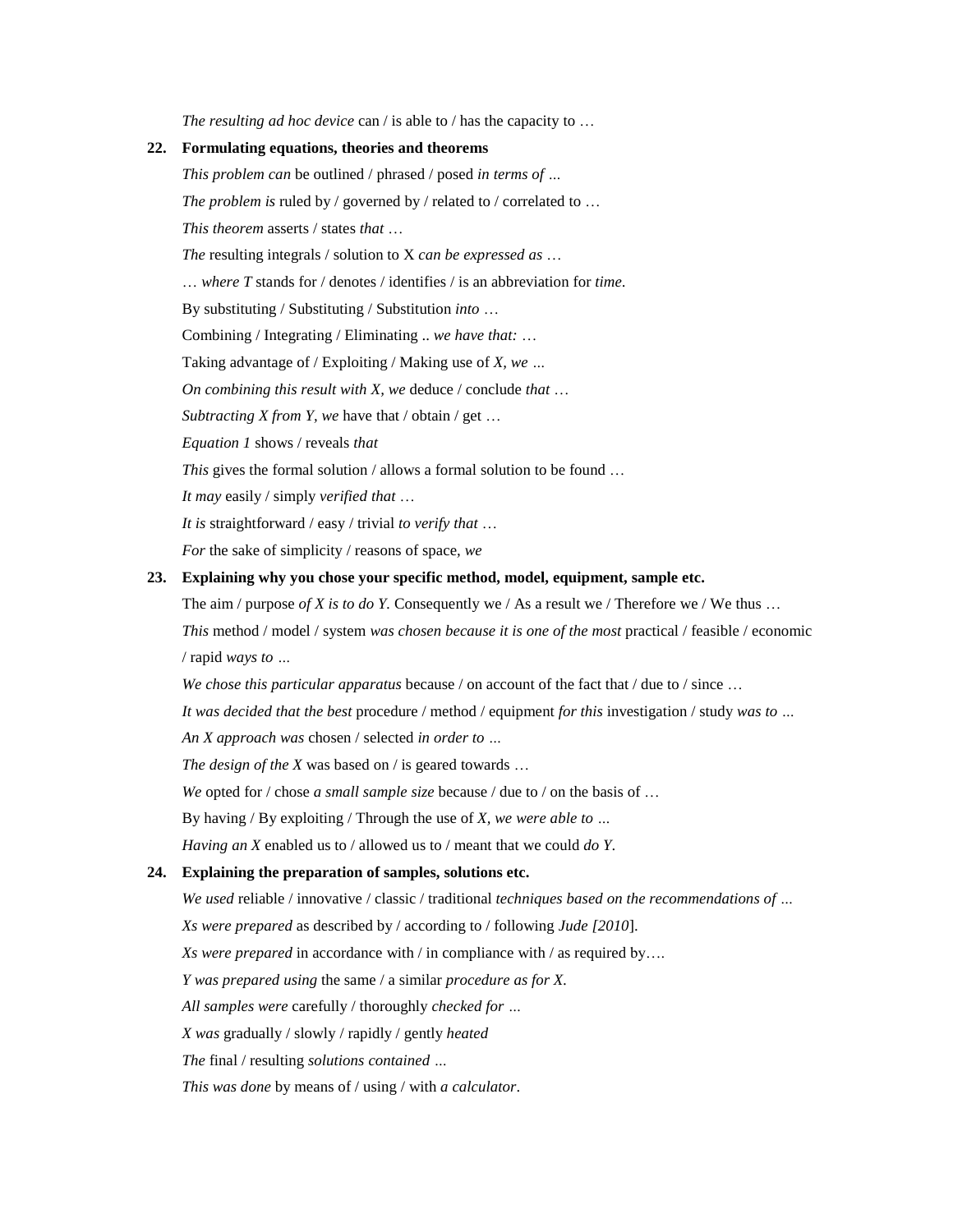*The resulting ad hoc device* can / is able to / has the capacity to …

**22. Formulating equations, theories and theorems**

*This problem can* be outlined / phrased / posed *in terms of …*

*The problem is* ruled by / governed by / related to / correlated to …

*This theorem* asserts / states *that …*

*The* resulting integrals / solution to X *can be expressed as …*

… *where T* stands for / denotes / identifies / is an abbreviation for *time*.

By substituting / Substituting / Substitution *into …*

Combining / Integrating / Eliminating .. *we have that: …*

Taking advantage of / Exploiting / Making use of *X, we …*

*On combining this result with X, we* deduce / conclude *that …*

*Subtracting X from Y, we* have that / obtain / get …

*Equation 1* shows / reveals *that*

*This* gives the formal solution / allows a formal solution to be found …

*It may* easily / simply *verified that …*

*It is* straightforward / easy / trivial *to verify that …*

*For* the sake of simplicity / reasons of space, *we*

**23. Explaining why you chose your specific method, model, equipment, sample etc.**

The aim / purpose *of X is to do Y.* Consequently we / As a result we / Therefore we / We thus …

*This* method / model / system *was chosen because it is one of the most* practical / feasible / economic / rapid *ways to …*

*We chose this particular apparatus* because / on account of the fact that / due to / since …

*It was decided that the best* procedure / method / equipment *for this* investigation / study *was to …*

*An X approach was* chosen / selected *in order to …*

*The design of the X* was based on / is geared towards …

*We* opted for / chose *a small sample size* because / due to / on the basis of …

By having / By exploiting / Through the use of *X, we were able to …*

*Having an X* enabled us to / allowed us to / meant that we could *do Y*.

**24. Explaining the preparation of samples, solutions etc.**

*We used* reliable / innovative / classic / traditional *techniques based on the recommendations of …*

*Xs were prepared* as described by / according to / following *Jude [2010*].

*Xs were prepared* in accordance with / in compliance with / as required by….

*Y was prepared using* the same / a similar *procedure as for X*.

*All samples were* carefully / thoroughly *checked for …*

*X was* gradually / slowly / rapidly / gently *heated*

*The* final / resulting *solutions contained …*

*This was done* by means of / using / with *a calculator*.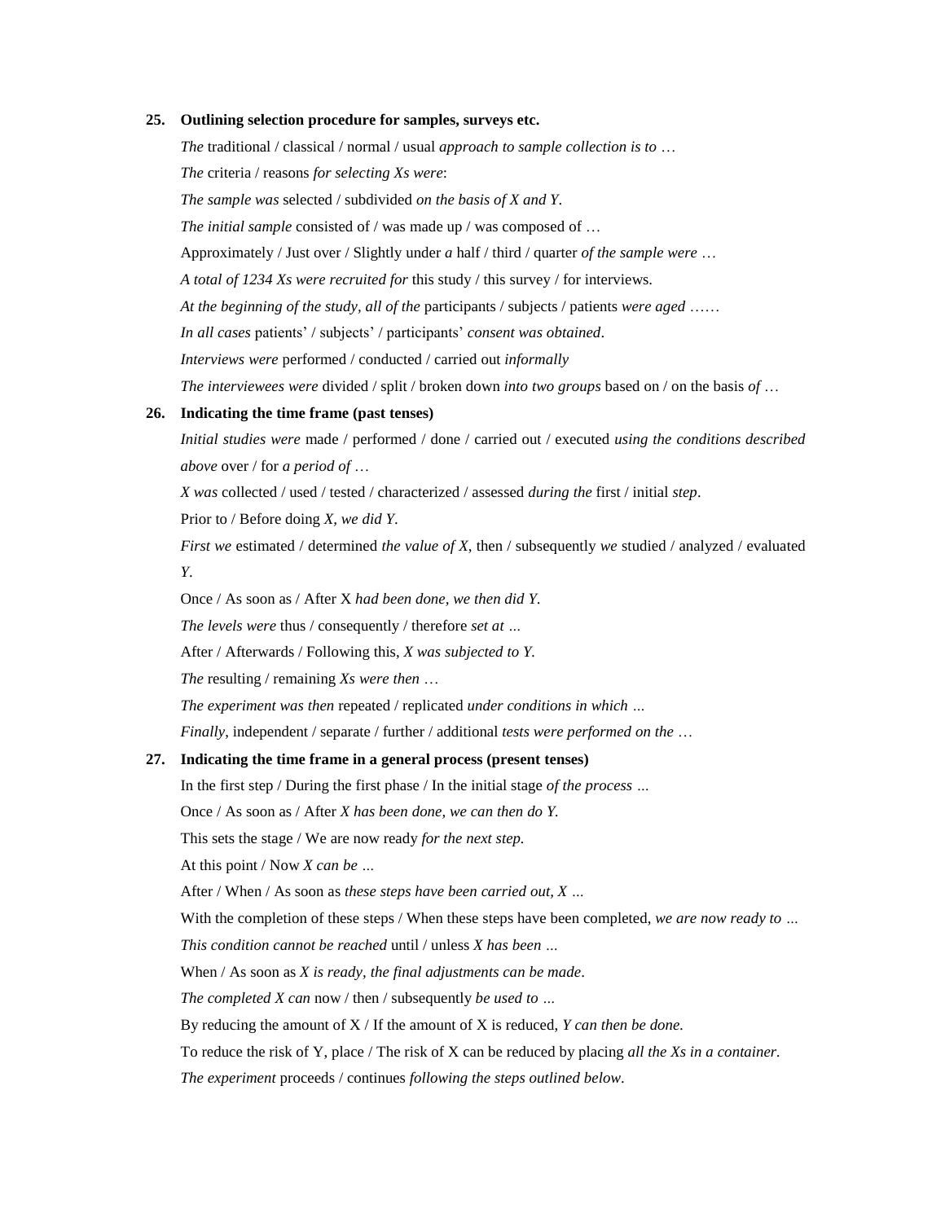**25. Outlining selection procedure for samples, surveys etc.**

*The* traditional / classical / normal / usual *approach to sample collection is to …*

*The* criteria / reasons *for selecting Xs were*:

*The sample was* selected / subdivided *on the basis of X and Y.*

*The initial sample* consisted of / was made up / was composed of …

Approximately / Just over / Slightly under *a* half / third / quarter *of the sample were …*

*A total of 1234 Xs were recruited for* this study / this survey / for interviews.

*At the beginning of the study, all of the* participants / subjects / patients *were aged ……*

*In all cases* patients' / subjects' / participants' *consent was obtained*.

*Interviews were* performed / conducted / carried out *informally*

*The interviewees were* divided / split / broken down *into two groups* based on / on the basis *of …*

**26. Indicating the time frame (past tenses)**

*Initial studies were* made / performed / done / carried out / executed *using the conditions described above* over / for *a period of …*

*X was* collected / used / tested / characterized / assessed *during the* first / initial *step*.

Prior to / Before doing *X, we did Y*.

*First we* estimated / determined *the value of X*, then / subsequently *we* studied / analyzed / evaluated *Y*.

Once / As soon as / After X *had been done, we then did Y.*

*The levels were* thus / consequently / therefore *set at …*

After / Afterwards / Following this, *X was subjected to Y.*

*The* resulting / remaining *Xs were then …*

*The experiment was then* repeated / replicated *under conditions in which …*

*Finally*, independent / separate / further / additional *tests were performed on the …*

**27. Indicating the time frame in a general process (present tenses)**

In the first step / During the first phase / In the initial stage *of the process …*

Once / As soon as / After *X has been done, we can then do Y.*

This sets the stage / We are now ready *for the next step.*

At this point / Now *X can be …*

After / When / As soon as *these steps have been carried out, X …*

With the completion of these steps / When these steps have been completed, *we are now ready to …*

*This condition cannot be reached* until / unless *X has been …*

When / As soon as *X is ready, the final adjustments can be made*.

*The completed X can* now / then / subsequently *be used to …*

By reducing the amount of X / If the amount of X is reduced, *Y can then be done.*

To reduce the risk of Y, place / The risk of X can be reduced by placing *all the Xs in a container.*

*The experiment* proceeds / continues *following the steps outlined below*.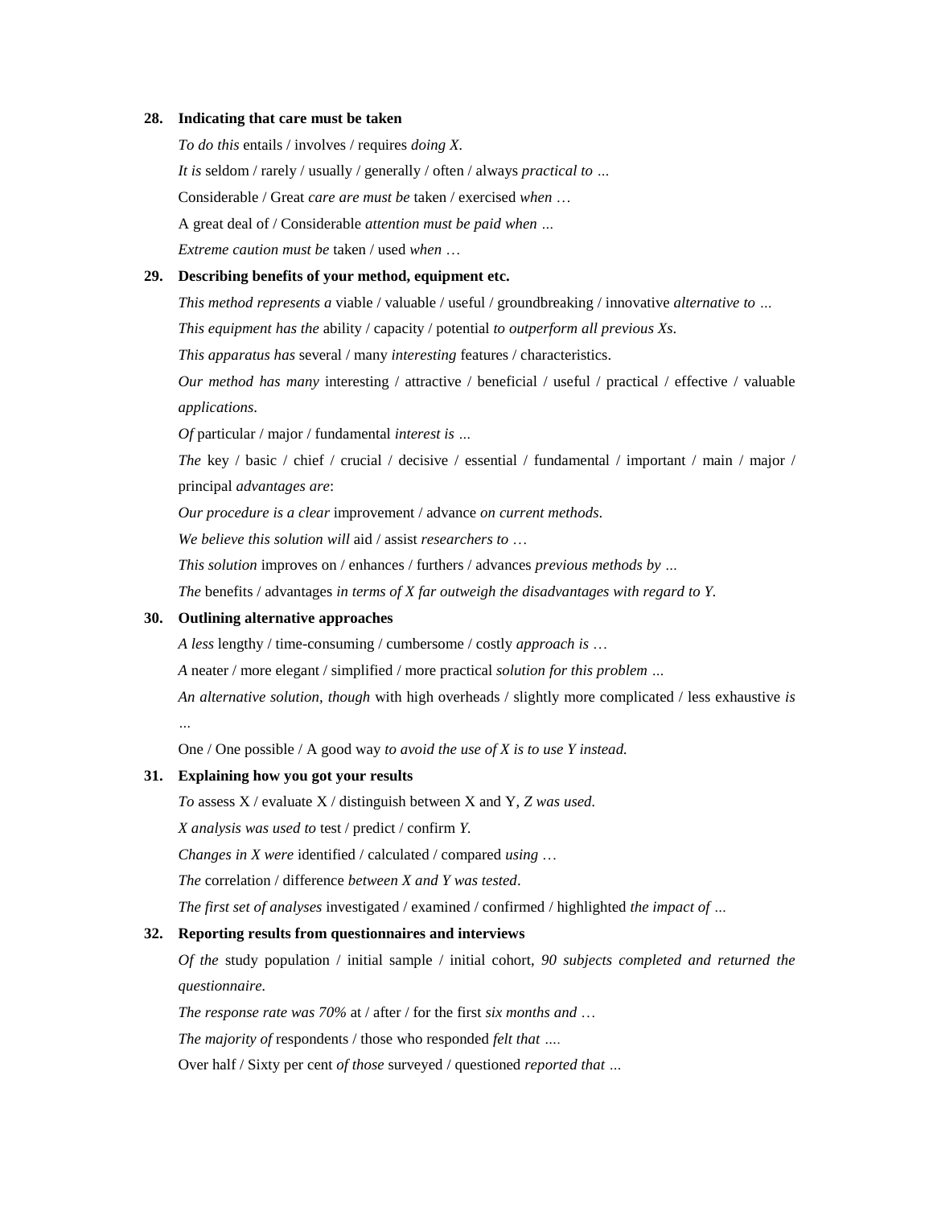**28. Indicating that care must be taken**

*To do this* entails / involves / requires *doing X*.

*It is* seldom / rarely / usually / generally / often / always *practical to …*

Considerable / Great *care are must be* taken / exercised *when …*

A great deal of / Considerable *attention must be paid when …*

*Extreme caution must be* taken / used *when …*

**29. Describing benefits of your method, equipment etc.**

*This method represents a* viable / valuable / useful / groundbreaking / innovative *alternative to …*

*This equipment has the* ability / capacity / potential *to outperform all previous Xs*.

*This apparatus has* several / many *interesting* features / characteristics.

*Our method has many* interesting / attractive / beneficial / useful / practical / effective / valuable *applications*.

*Of* particular / major / fundamental *interest is …*

*The* key / basic / chief / crucial / decisive / essential / fundamental / important / main / major / principal *advantages are*:

*Our procedure is a clear* improvement / advance *on current methods.*

*We believe this solution will* aid / assist *researchers to …*

*This solution* improves on / enhances / furthers / advances *previous methods by …*

*The* benefits / advantages *in terms of X far outweigh the disadvantages with regard to Y.*

**30. Outlining alternative approaches**

*A less* lengthy / time-consuming / cumbersome / costly *approach is …*

*A* neater / more elegant / simplified / more practical *solution for this problem …*

*An alternative solution, though* with high overheads / slightly more complicated / less exhaustive *is …*

One / One possible / A good way *to avoid the use of X is to use Y instead.*

**31. Explaining how you got your results**

*To* assess X / evaluate X / distinguish between X and Y, *Z was used.*

*X analysis was used to* test / predict / confirm *Y.*

*Changes in X were* identified / calculated / compared *using …*

*The* correlation / difference *between X and Y was tested*.

*The first set of analyses* investigated / examined / confirmed / highlighted *the impact of …*

**32. Reporting results from questionnaires and interviews**

*Of the* study population / initial sample / initial cohort, *90 subjects completed and returned the questionnaire.*

*The response rate was 70%* at / after / for the first *six months and …*

*The majority of* respondents / those who responded *felt that ….*

Over half / Sixty per cent *of those* surveyed / questioned *reported that …*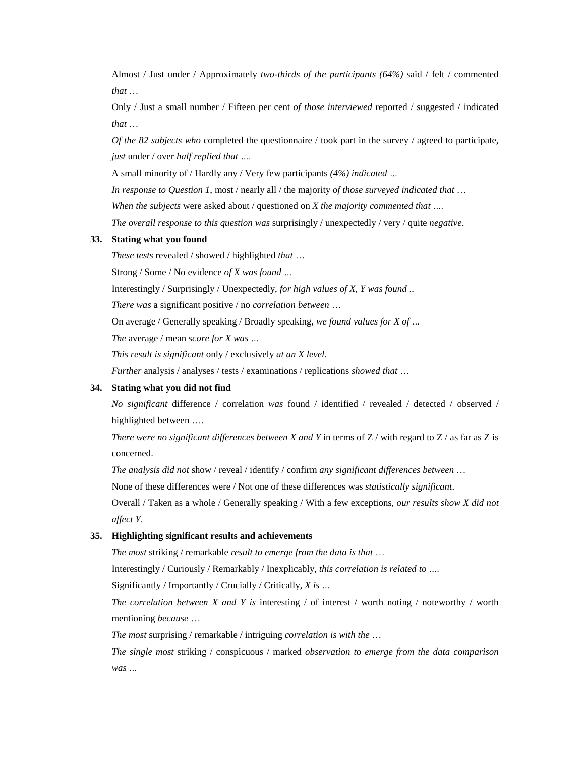Almost / Just under / Approximately *two-thirds of the participants (64%)* said / felt / commented *that …*

Only / Just a small number / Fifteen per cent *of those interviewed* reported / suggested / indicated *that …*

*Of the 82 subjects who* completed the questionnaire / took part in the survey / agreed to participate, *just* under / over *half replied that ….*

A small minority of / Hardly any / Very few participants *(4%) indicated …*

*In response to Question 1*, most / nearly all / the majority *of those surveyed indicated that …*

*When the subjects* were asked about / questioned on *X the majority commented that ….*

*The overall response to this question was* surprisingly / unexpectedly / very / quite *negative*.

**33. Stating what you found**

*These tests* revealed / showed / highlighted *that …*

Strong / Some / No evidence *of X was found …*

Interestingly / Surprisingly / Unexpectedly, *for high values of X, Y was found ..*

*There was* a significant positive / no *correlation between …*

On average / Generally speaking / Broadly speaking, *we found values for X of …*

*The* average / mean *score for X was …*

*This result is significant* only / exclusively *at an X level*.

*Further* analysis / analyses / tests / examinations / replications *showed that …*

**34. Stating what you did not find**

*No significant* difference / correlation *was* found / identified / revealed / detected / observed / highlighted between ….

*There were no significant differences between X and Y* in terms of Z / with regard to Z / as far as Z is concerned.

*The analysis did not* show / reveal / identify / confirm *any significant differences between …*

None of these differences were / Not one of these differences was *statistically significant*.

Overall / Taken as a whole / Generally speaking / With a few exceptions, *our results show X did not affect Y*.

**35. Highlighting significant results and achievements**

*The most* striking / remarkable *result to emerge from the data is that …*

Interestingly / Curiously / Remarkably / Inexplicably, *this correlation is related to ….*

Significantly / Importantly / Crucially / Critically, *X is …*

*The correlation between X and Y is* interesting / of interest / worth noting / noteworthy / worth mentioning *because …*

*The most* surprising / remarkable / intriguing *correlation is with the …*

*The single most* striking / conspicuous / marked *observation to emerge from the data comparison was …*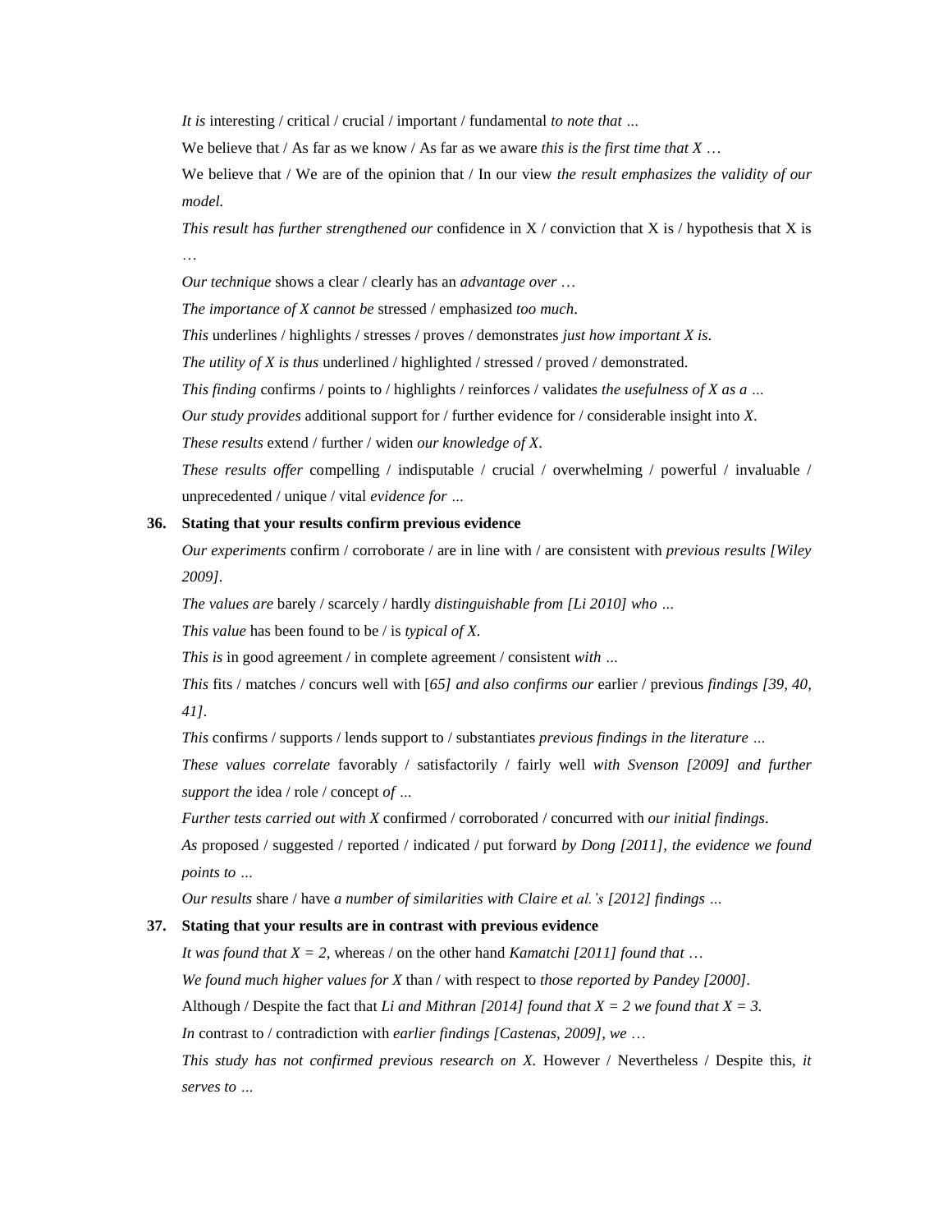*It is* interesting / critical / crucial / important / fundamental *to note that …*

We believe that / As far as we know / As far as we aware *this is the first time that X …*

We believe that / We are of the opinion that / In our view *the result emphasizes the validity of our model.*

*This result has further strengthened our* confidence in X / conviction that X is / hypothesis that X is …

*Our technique* shows a clear / clearly has an *advantage over …*

*The importance of X cannot be* stressed / emphasized *too much*.

*This* underlines / highlights / stresses / proves / demonstrates *just how important X is*.

*The utility of X is thus* underlined / highlighted / stressed / proved / demonstrated.

*This finding* confirms / points to / highlights / reinforces / validates *the usefulness of X as a …*

*Our study provides* additional support for / further evidence for / considerable insight into *X*.

*These results* extend / further / widen *our knowledge of X*.

*These results offer* compelling / indisputable / crucial / overwhelming / powerful / invaluable / unprecedented / unique / vital *evidence for …*

**36. Stating that your results confirm previous evidence**

*Our experiments* confirm / corroborate / are in line with / are consistent with *previous results [Wiley 2009]*.

*The values are* barely / scarcely / hardly *distinguishable from [Li 2010] who …*

*This value* has been found to be / is *typical of X*.

*This is* in good agreement / in complete agreement / consistent *with …*

*This* fits / matches / concurs well with [*65] and also confirms our* earlier / previous *findings [39, 40, 41]*.

*This* confirms / supports / lends support to / substantiates *previous findings in the literature …*

*These values correlate* favorably / satisfactorily / fairly well *with Svenson [2009] and further support the* idea / role / concept *of …*

*Further tests carried out with X* confirmed / corroborated / concurred with *our initial findings*.

*As* proposed / suggested / reported / indicated / put forward *by Dong [2011], the evidence we found points to …*

*Our results* share / have *a number of similarities with Claire et al.'s [2012] findings …*

**37. Stating that your results are in contrast with previous evidence**

*It was found that X = 2*, whereas / on the other hand *Kamatchi [2011] found that …*

*We found much higher values for X* than / with respect to *those reported by Pandey [2000]*.

Although / Despite the fact that *Li and Mithran [2014] found that X = 2 we found that X = 3.*

*In* contrast to / contradiction with *earlier findings [Castenas, 2009], we …*

*This study has not confirmed previous research on X.* However / Nevertheless / Despite this, *it serves to …*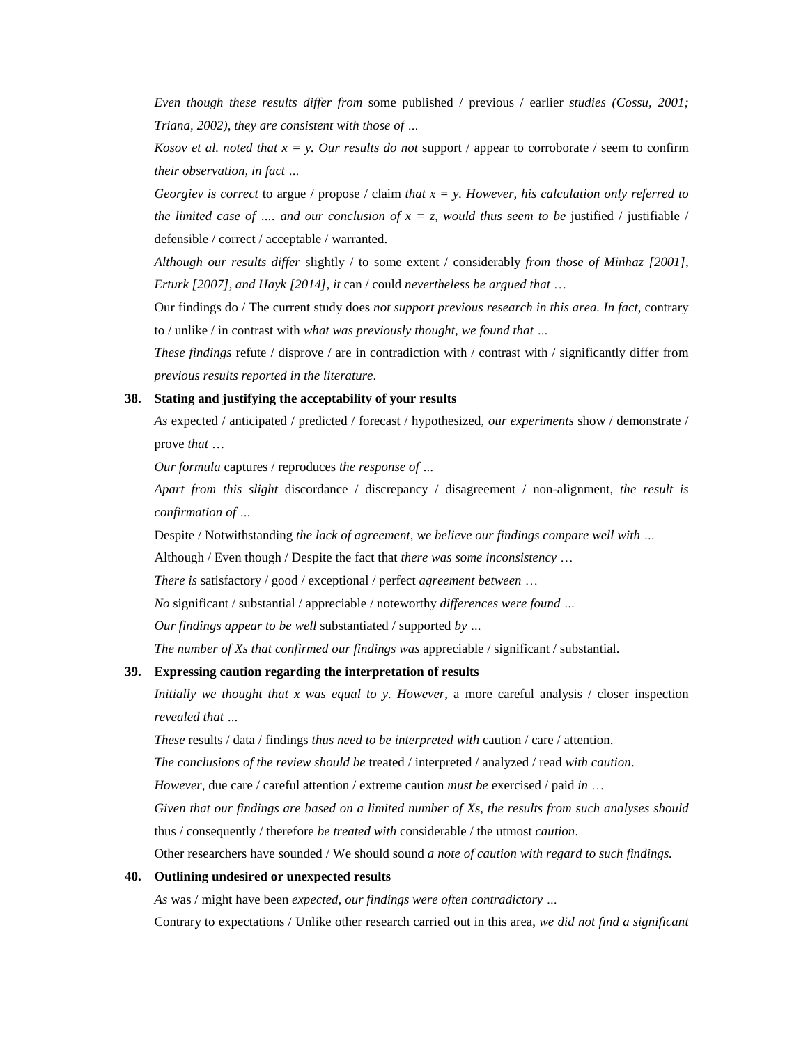*Even though these results differ from* some published / previous / earlier *studies (Cossu, 2001; Triana, 2002), they are consistent with those of …*

*Kosov et al. noted that $x = y$. Our results do not* support / appear to corroborate / seem to confirm *their observation, in fact …*

*Georgiev is correct* to argue / propose / claim *that $x = y$. However, his calculation only referred to the limited case of …. and our conclusion of $x = z$, would thus seem to be* justified / justifiable / defensible / correct / acceptable / warranted.

*Although our results differ* slightly / to some extent / considerably *from those of Minhaz [2001], Erturk [2007], and Hayk [2014], it* can / could *nevertheless be argued that …*

Our findings do / The current study does *not support previous research in this area. In fact*, contrary to / unlike / in contrast with *what was previously thought, we found that …*

*These findings* refute / disprove / are in contradiction with / contrast with / significantly differ from *previous results reported in the literature*.

**38. Stating and justifying the acceptability of your results**

*As* expected / anticipated / predicted / forecast / hypothesized, *our experiments* show / demonstrate / prove *that …*

*Our formula* captures / reproduces *the response of …*

*Apart from this slight* discordance / discrepancy / disagreement / non-alignment, *the result is confirmation of …*

Despite / Notwithstanding *the lack of agreement, we believe our findings compare well with …*

Although / Even though / Despite the fact that *there was some inconsistency …*

*There is* satisfactory / good / exceptional / perfect *agreement between …*

*No* significant / substantial / appreciable / noteworthy *differences were found …*

*Our findings appear to be well* substantiated / supported *by …*

*The number of Xs that confirmed our findings was* appreciable / significant / substantial.

**39. Expressing caution regarding the interpretation of results**

*Initially we thought that x was equal to y. However*, a more careful analysis / closer inspection *revealed that …*

*These* results / data / findings *thus need to be interpreted with* caution / care / attention.

*The conclusions of the review should be* treated / interpreted / analyzed / read *with caution*.

*However*, due care / careful attention / extreme caution *must be* exercised / paid *in …*

*Given that our findings are based on a limited number of Xs, the results from such analyses should* thus / consequently / therefore *be treated with* considerable / the utmost *caution*.

Other researchers have sounded / We should sound *a note of caution with regard to such findings.*

**40. Outlining undesired or unexpected results**

*As* was / might have been *expected, our findings were often contradictory …*

Contrary to expectations / Unlike other research carried out in this area, *we did not find a significant*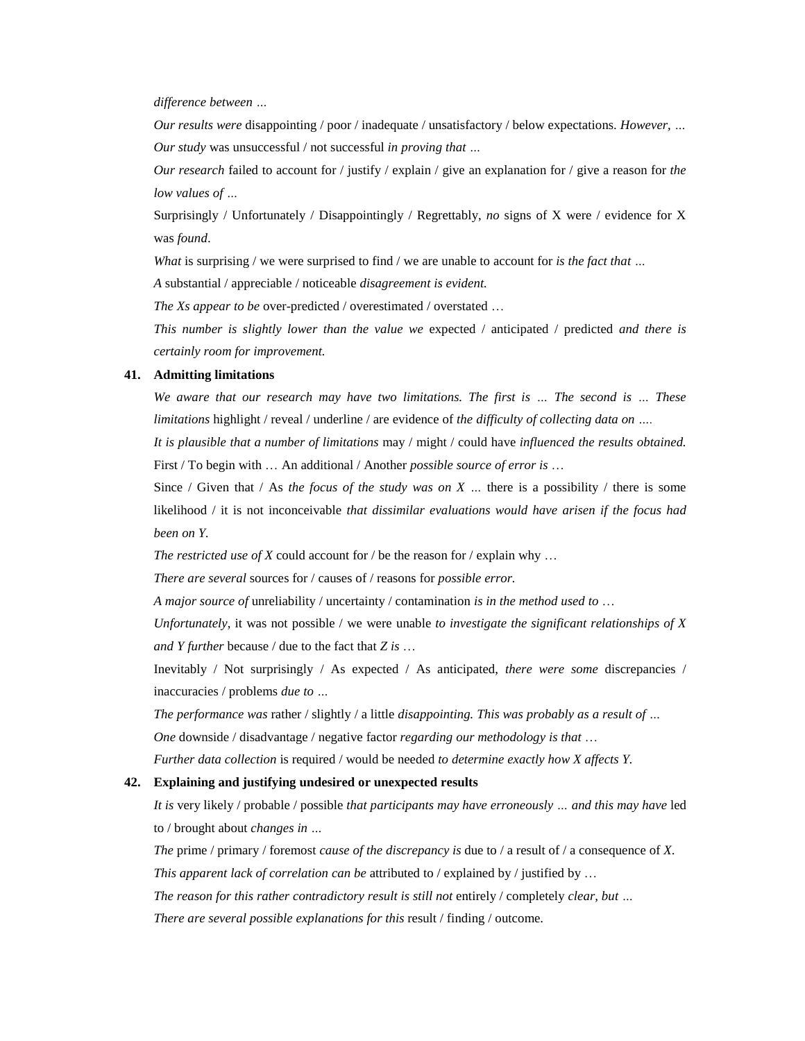*difference between …*

*Our results were* disappointing / poor / inadequate / unsatisfactory / below expectations. *However, …*

*Our study* was unsuccessful / not successful *in proving that …*

*Our research* failed to account for / justify / explain / give an explanation for / give a reason for *the low values of …*

Surprisingly / Unfortunately / Disappointingly / Regrettably, *no* signs of X were / evidence for X was *found*.

*What* is surprising / we were surprised to find / we are unable to account for *is the fact that …*

*A* substantial / appreciable / noticeable *disagreement is evident.*

*The Xs appear to be* over-predicted / overestimated / overstated …

*This number is slightly lower than the value we* expected / anticipated / predicted *and there is certainly room for improvement.*

**41. Admitting limitations**

*We aware that our research may have two limitations. The first is … The second is … These limitations* highlight / reveal / underline / are evidence of *the difficulty of collecting data on ….*

*It is plausible that a number of limitations* may / might / could have *influenced the results obtained.*

First / To begin with … An additional / Another *possible source of error is …*

Since / Given that / As *the focus of the study was on X …* there is a possibility / there is some likelihood / it is not inconceivable *that dissimilar evaluations would have arisen if the focus had been on Y.*

*The restricted use of X* could account for / be the reason for / explain why …

*There are several* sources for / causes of / reasons for *possible error.*

*A major source of* unreliability / uncertainty / contamination *is in the method used to …*

*Unfortunately*, it was not possible / we were unable *to investigate the significant relationships of X and Y further* because / due to the fact that *Z is …*

Inevitably / Not surprisingly / As expected / As anticipated, *there were some* discrepancies / inaccuracies / problems *due to …*

*The performance was* rather / slightly / a little *disappointing. This was probably as a result of …*

*One* downside / disadvantage / negative factor *regarding our methodology is that …*

*Further data collection* is required / would be needed *to determine exactly how X affects Y.*

**42. Explaining and justifying undesired or unexpected results**

*It is* very likely / probable / possible *that participants may have erroneously … and this may have* led to / brought about *changes in …*

*The* prime / primary / foremost *cause of the discrepancy is* due to / a result of / a consequence of *X*.

*This apparent lack of correlation can be* attributed to / explained by / justified by …

*The reason for this rather contradictory result is still not* entirely / completely *clear, but …*

*There are several possible explanations for this* result / finding / outcome.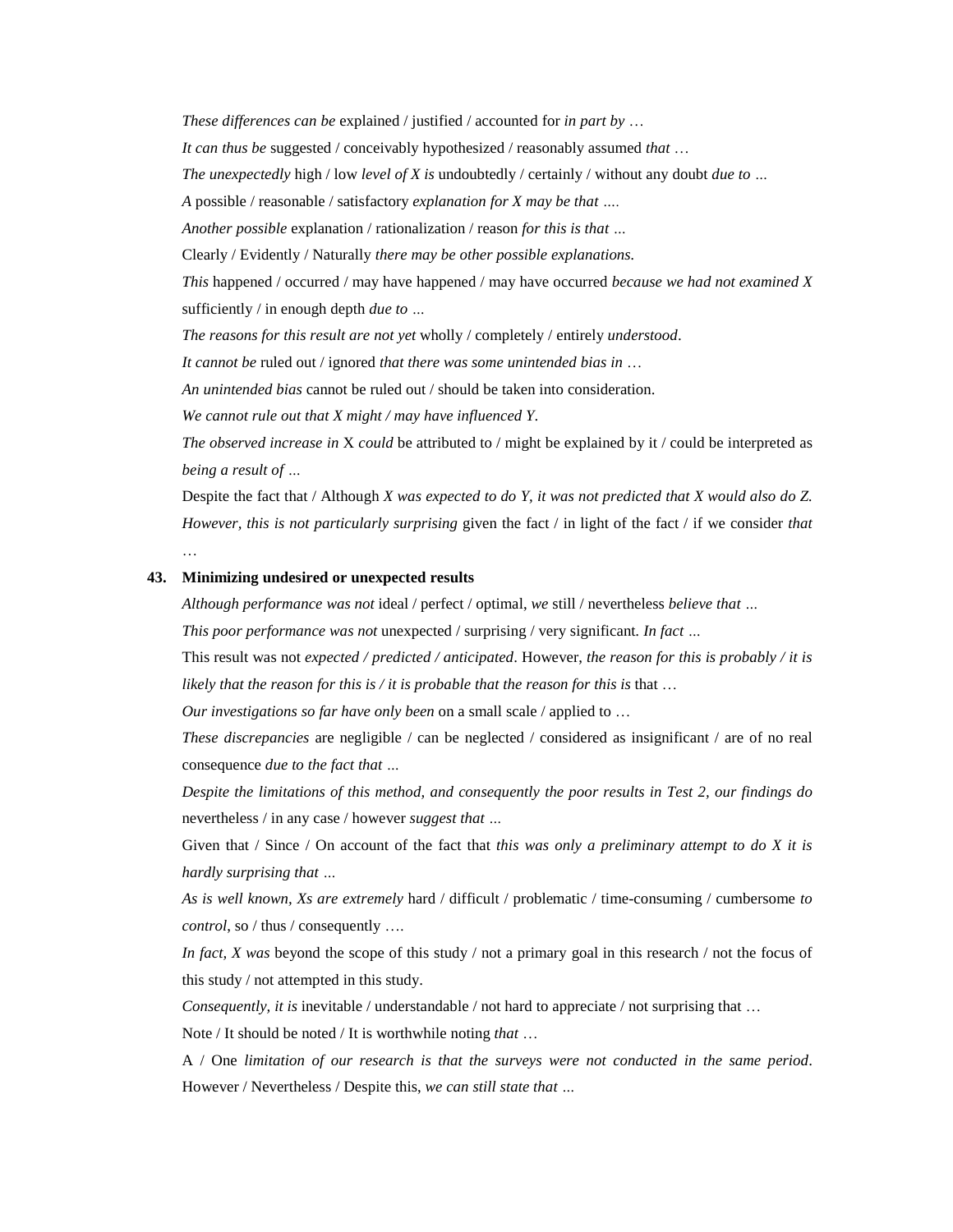*These differences can be* explained / justified / accounted for *in part by* …

*It can thus be* suggested / conceivably hypothesized / reasonably assumed *that* …

*The unexpectedly* high / low *level of X is* undoubtedly / certainly / without any doubt *due to …*

*A* possible / reasonable / satisfactory *explanation for X may be that ….*

*Another possible* explanation / rationalization / reason *for this is that …*

Clearly / Evidently / Naturally *there may be other possible explanations.*

*This* happened / occurred / may have happened / may have occurred *because we had not examined X* sufficiently / in enough depth *due to …*

*The reasons for this result are not yet* wholly / completely / entirely *understood*.

*It cannot be* ruled out / ignored *that there was some unintended bias in* …

*An unintended bias* cannot be ruled out / should be taken into consideration.

*We cannot rule out that X might / may have influenced Y.*

*The observed increase in* X *could* be attributed to / might be explained by it / could be interpreted as *being a result of …*

Despite the fact that / Although *X was expected to do Y, it was not predicted that X would also do Z. However, this is not particularly surprising* given the fact / in light of the fact / if we consider *that* …

**43. Minimizing undesired or unexpected results**

*Although performance was not* ideal / perfect / optimal, *we* still / nevertheless *believe that …*

*This poor performance was not* unexpected / surprising / very significant*. In fact …*

This result was not *expected / predicted / anticipated*. However, *the reason for this is probably / it is likely that the reason for this is / it is probable that the reason for this is* that …

*Our investigations so far have only been* on a small scale / applied to …

*These discrepancies* are negligible / can be neglected / considered as insignificant / are of no real consequence *due to the fact that …*

*Despite the limitations of this method, and consequently the poor results in Test 2, our findings do* nevertheless / in any case / however *suggest that …*

Given that / Since / On account of the fact that *this was only a preliminary attempt to do X it is hardly surprising that …*

*As is well known, Xs are extremely* hard / difficult / problematic / time-consuming / cumbersome *to control*, so / thus / consequently ….

*In fact, X was* beyond the scope of this study / not a primary goal in this research / not the focus of this study / not attempted in this study.

*Consequently, it is* inevitable / understandable / not hard to appreciate / not surprising that …

Note / It should be noted / It is worthwhile noting *that* …

A / One *limitation of our research is that the surveys were not conducted in the same period*. However / Nevertheless / Despite this, *we can still state that …*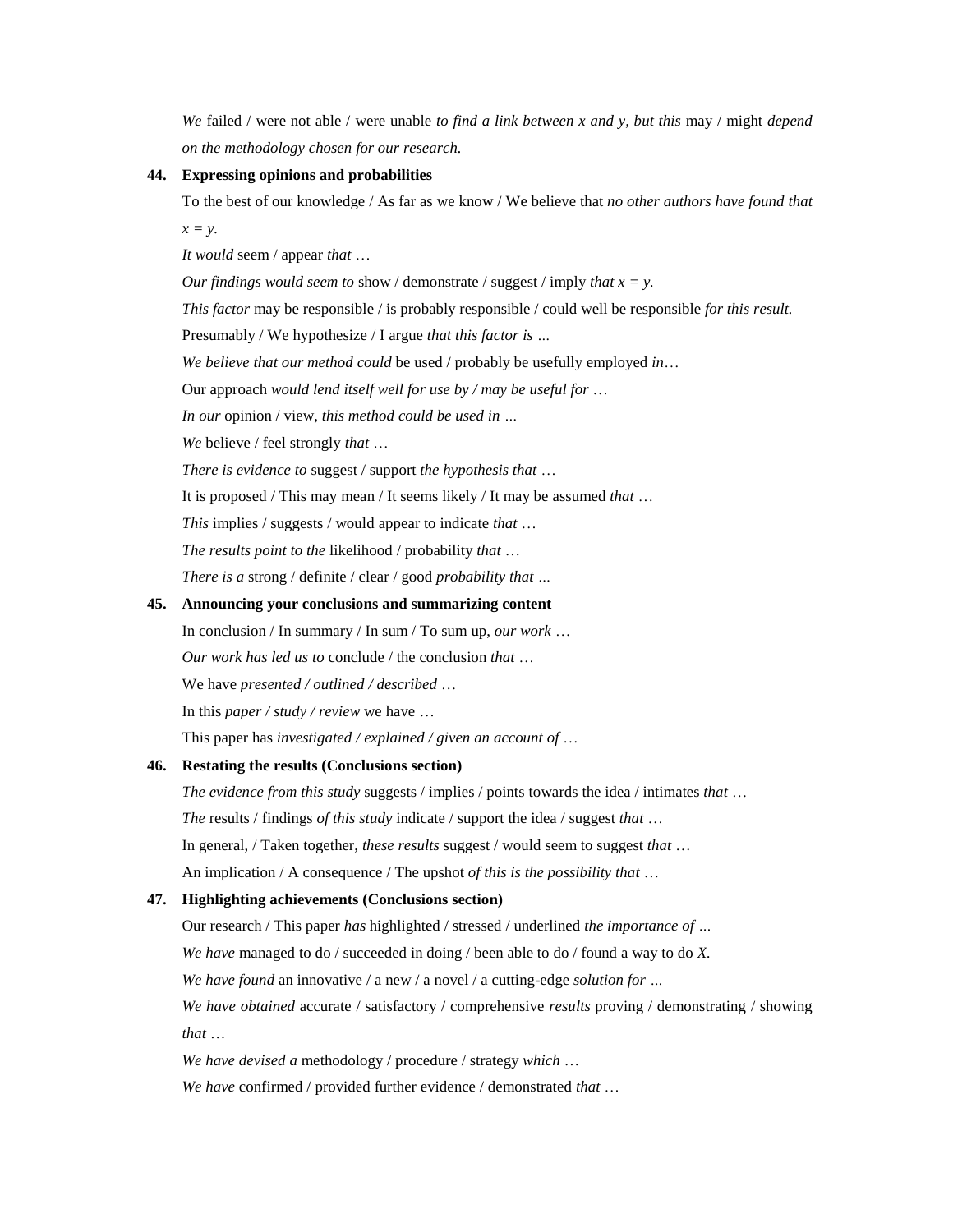*We* failed / were not able / were unable *to find a link between x and y, but this* may / might *depend on the methodology chosen for our research.*

**44. Expressing opinions and probabilities**

To the best of our knowledge / As far as we know / We believe that *no other authors have found that x = y.*

*It would* seem / appear *that …*

*Our findings would seem to* show / demonstrate / suggest / imply *that x = y.*

*This factor* may be responsible / is probably responsible / could well be responsible *for this result.*

Presumably / We hypothesize / I argue *that this factor is …*

*We believe that our method could* be used / probably be usefully employed *in…*

Our approach *would lend itself well for use by / may be useful for …*

*In our* opinion / view*, this method could be used in …*

*We* believe / feel strongly *that …*

*There is evidence to* suggest / support *the hypothesis that …*

It is proposed / This may mean / It seems likely / It may be assumed *that …*

*This* implies / suggests / would appear to indicate *that …*

*The results point to the* likelihood / probability *that …*

*There is a* strong / definite / clear / good *probability that …*

**45. Announcing your conclusions and summarizing content**

In conclusion / In summary / In sum / To sum up, *our work …*

*Our work has led us to* conclude / the conclusion *that …*

We have *presented / outlined / described …*

In this *paper / study / review* we have …

This paper has *investigated / explained / given an account of …*

**46. Restating the results (Conclusions section)**

*The evidence from this study* suggests / implies / points towards the idea / intimates *that …*

*The* results / findings *of this study* indicate / support the idea / suggest *that …*

In general, / Taken together, *these results* suggest / would seem to suggest *that …*

An implication / A consequence / The upshot *of this is the possibility that …*

**47. Highlighting achievements (Conclusions section)**

Our research / This paper *has* highlighted / stressed / underlined *the importance of …*

*We have* managed to do / succeeded in doing / been able to do / found a way to do *X.*

*We have found* an innovative / a new / a novel / a cutting-edge *solution for …*

*We have obtained* accurate / satisfactory / comprehensive *results* proving / demonstrating / showing *that …*

*We have devised a* methodology / procedure / strategy *which …*

*We have* confirmed / provided further evidence / demonstrated *that …*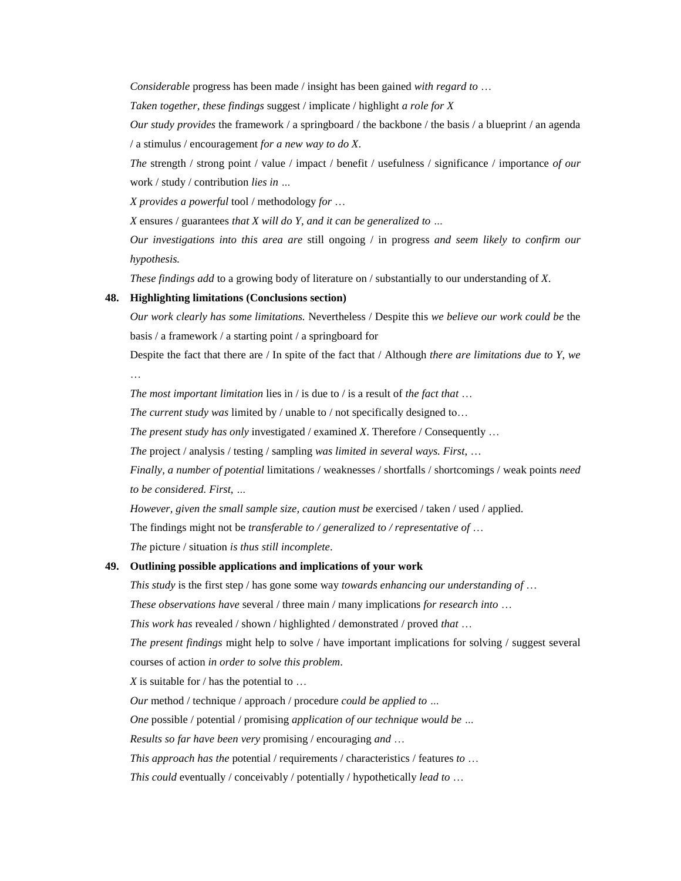*Considerable* progress has been made / insight has been gained *with regard to …*

*Taken together, these findings* suggest / implicate / highlight *a role for X*

*Our study provides* the framework / a springboard / the backbone / the basis / a blueprint / an agenda / a stimulus / encouragement *for a new way to do X*.

*The* strength / strong point / value / impact / benefit / usefulness / significance / importance *of our* work / study / contribution *lies in …*

*X provides a powerful* tool / methodology *for …*

*X* ensures / guarantees *that X will do Y, and it can be generalized to …*

*Our investigations into this area are* still ongoing / in progress *and seem likely to confirm our hypothesis.*

*These findings add* to a growing body of literature on / substantially to our understanding of *X*.

**48. Highlighting limitations (Conclusions section)**

*Our work clearly has some limitations.* Nevertheless / Despite this *we believe our work could be* the basis / a framework / a starting point / a springboard for

Despite the fact that there are / In spite of the fact that / Although *there are limitations due to Y, we …*

*The most important limitation* lies in / is due to / is a result of *the fact that …*

*The current study was* limited by / unable to / not specifically designed to…

*The present study has only* investigated / examined *X*. Therefore / Consequently …

*The* project / analysis / testing / sampling *was limited in several ways. First, …*

*Finally, a number of potential* limitations / weaknesses / shortfalls / shortcomings / weak points *need to be considered. First, …*

*However, given the small sample size, caution must be* exercised / taken / used / applied.

The findings might not be *transferable to / generalized to / representative of …*

*The* picture / situation *is thus still incomplete*.

**49. Outlining possible applications and implications of your work**

*This study* is the first step / has gone some way *towards enhancing our understanding of …*

*These observations have* several / three main / many implications *for research into …*

*This work has* revealed / shown / highlighted / demonstrated / proved *that …*

*The present findings* might help to solve / have important implications for solving / suggest several courses of action *in order to solve this problem*.

*X* is suitable for / has the potential to …

*Our* method / technique / approach / procedure *could be applied to …*

*One* possible / potential / promising *application of our technique would be …*

*Results so far have been very* promising / encouraging *and …*

*This approach has the* potential / requirements / characteristics / features *to …*

*This could* eventually / conceivably / potentially / hypothetically *lead to …*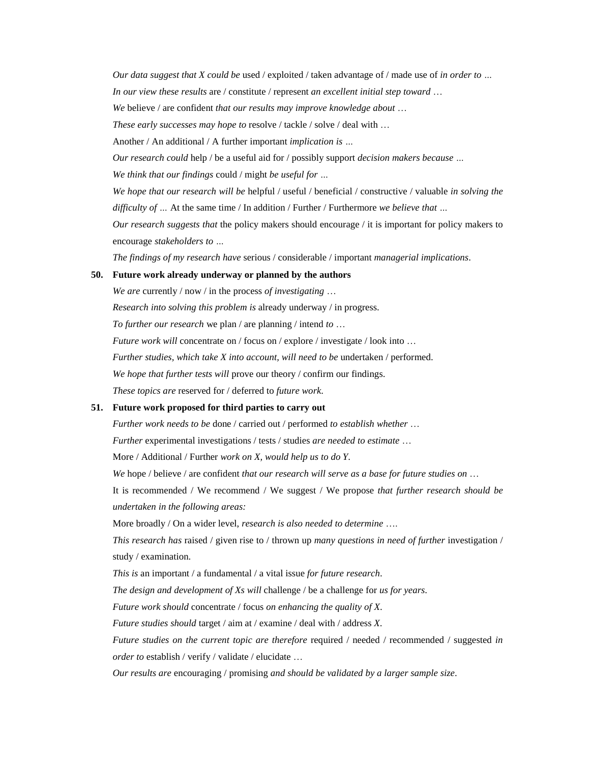*Our data suggest that X could be* used / exploited / taken advantage of / made use of *in order to …*

*In our view these results* are / constitute / represent *an excellent initial step toward …*

*We* believe / are confident *that our results may improve knowledge about …*

*These early successes may hope to* resolve / tackle / solve / deal with …

Another / An additional / A further important *implication is …*

*Our research could* help / be a useful aid for / possibly support *decision makers because …*

*We think that our findings* could / might *be useful for …*

*We hope that our research will be* helpful / useful / beneficial / constructive / valuable *in solving the difficulty of …* At the same time / In addition / Further / Furthermore *we believe that …*

*Our research suggests that* the policy makers should encourage / it is important for policy makers to encourage *stakeholders to …*

*The findings of my research have* serious / considerable / important *managerial implications*.

**50. Future work already underway or planned by the authors**

*We are* currently / now / in the process *of investigating …*

*Research into solving this problem is* already underway / in progress.

*To further our research* we plan / are planning / intend *to …*

*Future work will* concentrate on / focus on / explore / investigate / look into …

*Further studies, which take X into account, will need to be* undertaken / performed.

*We hope that further tests will* prove our theory / confirm our findings.

*These topics are* reserved for / deferred to *future work*.

**51. Future work proposed for third parties to carry out**

*Further work needs to be* done / carried out / performed *to establish whether …*

*Further* experimental investigations / tests / studies *are needed to estimate …*

More / Additional / Further *work on X, would help us to do Y*.

*We* hope / believe / are confident *that our research will serve as a base for future studies on …*

It is recommended / We recommend / We suggest / We propose *that further research should be undertaken in the following areas:*

More broadly / On a wider level, *research is also needed to determine ….*

*This research has* raised / given rise to / thrown up *many questions in need of further* investigation / study / examination.

*This is* an important / a fundamental / a vital issue *for future research*.

*The design and development of Xs will* challenge / be a challenge for *us for years*.

*Future work should* concentrate / focus *on enhancing the quality of X*.

*Future studies should* target / aim at / examine / deal with / address *X*.

*Future studies on the current topic are therefore* required / needed / recommended / suggested *in order to* establish / verify / validate / elucidate …

*Our results are* encouraging / promising *and should be validated by a larger sample size*.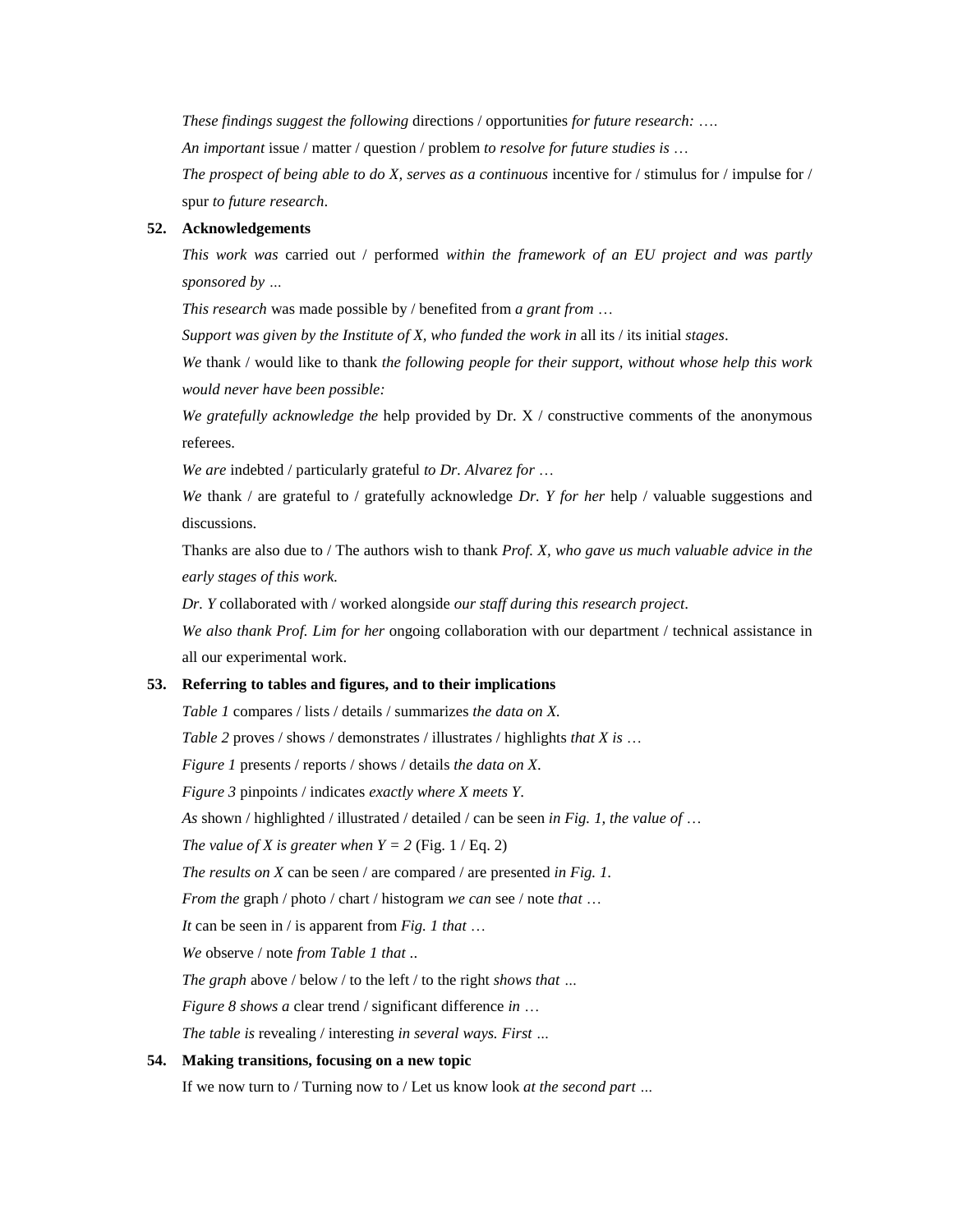*These findings suggest the following* directions / opportunities *for future research:* ….

*An important* issue / matter / question / problem *to resolve for future studies is* …

*The prospect of being able to do X, serves as a continuous* incentive for / stimulus for / impulse for / spur *to future research*.

**52. Acknowledgements**

*This work was* carried out / performed *within the framework of an EU project and was partly sponsored by …*

*This research* was made possible by / benefited from *a grant from* …

*Support was given by the Institute of X, who funded the work in* all its / its initial *stages*.

*We* thank / would like to thank *the following people for their support, without whose help this work would never have been possible:*

*We gratefully acknowledge the* help provided by Dr. X / constructive comments of the anonymous referees.

*We are* indebted / particularly grateful *to Dr. Alvarez for* …

*We* thank / are grateful to / gratefully acknowledge *Dr. Y for her* help / valuable suggestions and discussions.

Thanks are also due to / The authors wish to thank *Prof. X, who gave us much valuable advice in the early stages of this work.*

*Dr. Y* collaborated with / worked alongside *our staff during this research project*.

*We also thank Prof. Lim for her* ongoing collaboration with our department / technical assistance in all our experimental work.

**53. Referring to tables and figures, and to their implications**

*Table 1* compares / lists / details / summarizes *the data on X*.

*Table 2* proves / shows / demonstrates / illustrates / highlights *that X is* …

*Figure 1* presents / reports / shows / details *the data on X*.

*Figure 3* pinpoints / indicates *exactly where X meets Y*.

*As* shown / highlighted / illustrated / detailed / can be seen *in Fig. 1, the value of* …

*The value of X is greater when Y = 2* (Fig. 1 / Eq. 2)

*The results on X* can be seen / are compared / are presented *in Fig. 1*.

*From the* graph / photo / chart / histogram *we can* see / note *that* …

*It* can be seen in / is apparent from *Fig. 1 that* …

*We* observe / note *from Table 1 that* ..

*The graph* above / below / to the left / to the right *shows that …*

*Figure 8 shows a* clear trend / significant difference *in* …

*The table is* revealing / interesting *in several ways. First …*

**54. Making transitions, focusing on a new topic**

If we now turn to / Turning now to / Let us know look *at the second part …*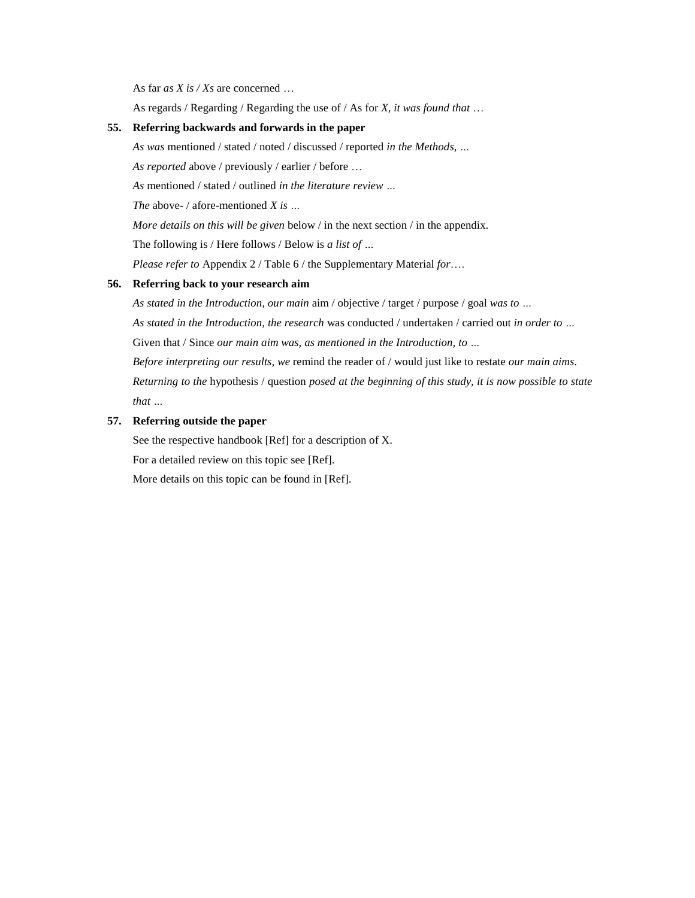As far *as X is / Xs* are concerned …

As regards / Regarding / Regarding the use of / As for *X, it was found that* …

**55. Referring backwards and forwards in the paper**

*As was* mentioned / stated / noted / discussed / reported *in the Methods, …*

*As reported* above / previously / earlier / before …

*As* mentioned / stated / outlined *in the literature review …*

*The* above- / afore-mentioned *X is …*

*More details on this will be given* below / in the next section / in the appendix.

The following is / Here follows / Below is *a list of …*

*Please refer to* Appendix 2 / Table 6 / the Supplementary Material *for*….

**56. Referring back to your research aim**

*As stated in the Introduction, our main* aim / objective / target / purpose / goal *was to …*

*As stated in the Introduction, the research* was conducted / undertaken / carried out *in order to …*

Given that / Since *our main aim was, as mentioned in the Introduction, to …*

*Before interpreting our results, we* remind the reader of / would just like to restate *our main aims*.

*Returning to the* hypothesis / question *posed at the beginning of this study, it is now possible to state that …*

**57. Referring outside the paper**

See the respective handbook [Ref] for a description of X.

For a detailed review on this topic see [Ref].

More details on this topic can be found in [Ref].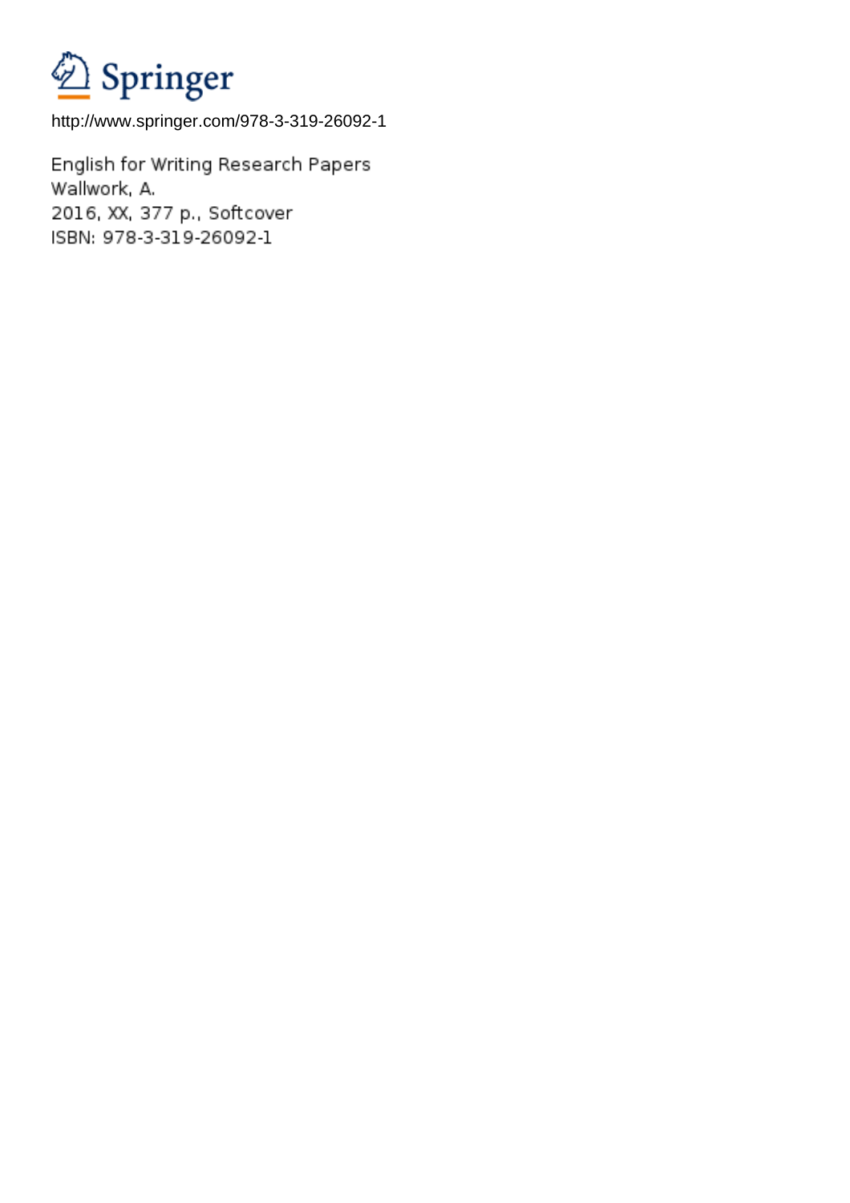Springer

http://www.springer.com/978-3-319-26092-1

English for Writing Research Papers
Wallwork, A.
2016, XX, 377 p., Softcover
ISBN: 978-3-319-26092-1